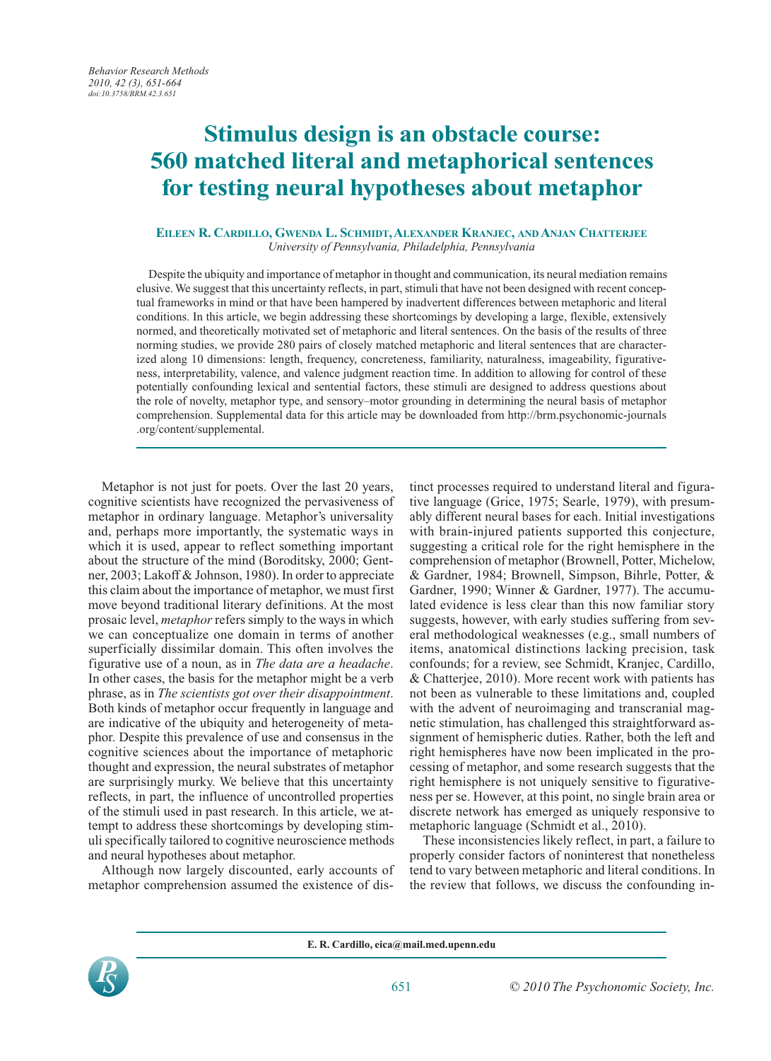# Stimulus design is an obstacle course: 560 matched literal and metaphorical sentences for testing neural hypotheses about metaphor

**Eileen R. Cardillo, Gwenda L. Schmidt, Alexander Kranjec, and Anjan Chatterjee**
*University of Pennsylvania, Philadelphia, Pennsylvania*

Despite the ubiquity and importance of metaphor in thought and communication, its neural mediation remains elusive. We suggest that this uncertainty reflects, in part, stimuli that have not been designed with recent conceptual frameworks in mind or that have been hampered by inadvertent differences between metaphoric and literal conditions. In this article, we begin addressing these shortcomings by developing a large, flexible, extensively normed, and theoretically motivated set of metaphoric and literal sentences. On the basis of the results of three norming studies, we provide 280 pairs of closely matched metaphoric and literal sentences that are characterized along 10 dimensions: length, frequency, concreteness, familiarity, naturalness, imageability, figurativeness, interpretability, valence, and valence judgment reaction time. In addition to allowing for control of these potentially confounding lexical and sentential factors, these stimuli are designed to address questions about the role of novelty, metaphor type, and sensory–motor grounding in determining the neural basis of metaphor comprehension. Supplemental data for this article may be downloaded from http://brm.psychonomic-journals.org/content/supplemental.

Metaphor is not just for poets. Over the last 20 years, cognitive scientists have recognized the pervasiveness of metaphor in ordinary language. Metaphor's universality and, perhaps more importantly, the systematic ways in which it is used, appear to reflect something important about the structure of the mind (Boroditsky, 2000; Gentner, 2003; Lakoff & Johnson, 1980). In order to appreciate this claim about the importance of metaphor, we must first move beyond traditional literary definitions. At the most prosaic level, *metaphor* refers simply to the ways in which we can conceptualize one domain in terms of another superficially dissimilar domain. This often involves the figurative use of a noun, as in *The data are a headache*. In other cases, the basis for the metaphor might be a verb phrase, as in *The scientists got over their disappointment*. Both kinds of metaphor occur frequently in language and are indicative of the ubiquity and heterogeneity of metaphor. Despite this prevalence of use and consensus in the cognitive sciences about the importance of metaphoric thought and expression, the neural substrates of metaphor are surprisingly murky. We believe that this uncertainty reflects, in part, the influence of uncontrolled properties of the stimuli used in past research. In this article, we attempt to address these shortcomings by developing stimuli specifically tailored to cognitive neuroscience methods and neural hypotheses about metaphor.

Although now largely discounted, early accounts of metaphor comprehension assumed the existence of distinct processes required to understand literal and figurative language (Grice, 1975; Searle, 1979), with presumably different neural bases for each. Initial investigations with brain-injured patients supported this conjecture, suggesting a critical role for the right hemisphere in the comprehension of metaphor (Brownell, Potter, Michelow, & Gardner, 1984; Brownell, Simpson, Bihrle, Potter, & Gardner, 1990; Winner & Gardner, 1977). The accumulated evidence is less clear than this now familiar story suggests, however, with early studies suffering from several methodological weaknesses (e.g., small numbers of items, anatomical distinctions lacking precision, task confounds; for a review, see Schmidt, Kranjec, Cardillo, & Chatterjee, 2010). More recent work with patients has not been as vulnerable to these limitations and, coupled with the advent of neuroimaging and transcranial magnetic stimulation, has challenged this straightforward assignment of hemispheric duties. Rather, both the left and right hemispheres have now been implicated in the processing of metaphor, and some research suggests that the right hemisphere is not uniquely sensitive to figurativeness per se. However, at this point, no single brain area or discrete network has emerged as uniquely responsive to metaphoric language (Schmidt et al., 2010).

These inconsistencies likely reflect, in part, a failure to properly consider factors of noninterest that nonetheless tend to vary between metaphoric and literal conditions. In the review that follows, we discuss the confounding in-

E. R. Cardillo, eica@mail.med.upenn.edu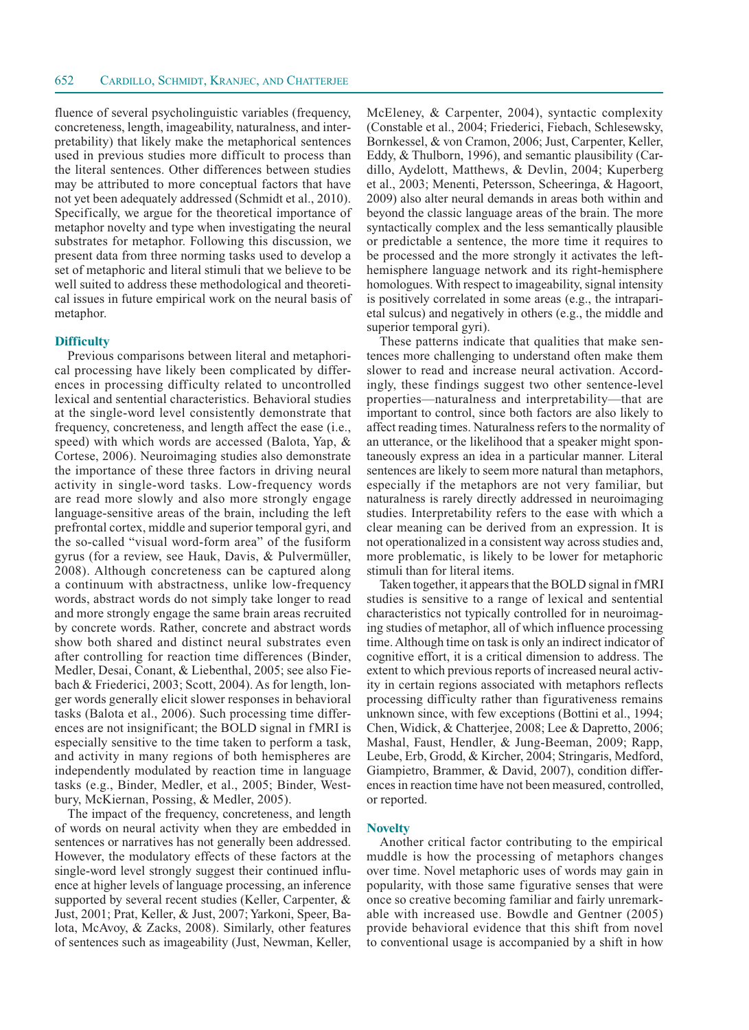fluence of several psycholinguistic variables (frequency, concreteness, length, imageability, naturalness, and interpretability) that likely make the metaphorical sentences used in previous studies more difficult to process than the literal sentences. Other differences between studies may be attributed to more conceptual factors that have not yet been adequately addressed (Schmidt et al., 2010). Specifically, we argue for the theoretical importance of metaphor novelty and type when investigating the neural substrates for metaphor. Following this discussion, we present data from three norming tasks used to develop a set of metaphoric and literal stimuli that we believe to be well suited to address these methodological and theoretical issues in future empirical work on the neural basis of metaphor.

## Difficulty

Previous comparisons between literal and metaphorical processing have likely been complicated by differences in processing difficulty related to uncontrolled lexical and sentential characteristics. Behavioral studies at the single-word level consistently demonstrate that frequency, concreteness, and length affect the ease (i.e., speed) with which words are accessed (Balota, Yap, & Cortese, 2006). Neuroimaging studies also demonstrate the importance of these three factors in driving neural activity in single-word tasks. Low-frequency words are read more slowly and also more strongly engage language-sensitive areas of the brain, including the left prefrontal cortex, middle and superior temporal gyri, and the so-called "visual word-form area" of the fusiform gyrus (for a review, see Hauk, Davis, & Pulvermüller, 2008). Although concreteness can be captured along a continuum with abstractness, unlike low-frequency words, abstract words do not simply take longer to read and more strongly engage the same brain areas recruited by concrete words. Rather, concrete and abstract words show both shared and distinct neural substrates even after controlling for reaction time differences (Binder, Medler, Desai, Conant, & Liebenthal, 2005; see also Fiebach & Friederici, 2003; Scott, 2004). As for length, longer words generally elicit slower responses in behavioral tasks (Balota et al., 2006). Such processing time differences are not insignificant; the BOLD signal in fMRI is especially sensitive to the time taken to perform a task, and activity in many regions of both hemispheres are independently modulated by reaction time in language tasks (e.g., Binder, Medler, et al., 2005; Binder, Westbury, McKiernan, Possing, & Medler, 2005).

The impact of the frequency, concreteness, and length of words on neural activity when they are embedded in sentences or narratives has not generally been addressed. However, the modulatory effects of these factors at the single-word level strongly suggest their continued influence at higher levels of language processing, an inference supported by several recent studies (Keller, Carpenter, & Just, 2001; Prat, Keller, & Just, 2007; Yarkoni, Speer, Balota, McAvoy, & Zacks, 2008). Similarly, other features of sentences such as imageability (Just, Newman, Keller, McEleney, & Carpenter, 2004), syntactic complexity (Constable et al., 2004; Friederici, Fiebach, Schlesewsky, Bornkessel, & von Cramon, 2006; Just, Carpenter, Keller, Eddy, & Thulborn, 1996), and semantic plausibility (Cardillo, Aydelott, Matthews, & Devlin, 2004; Kuperberg et al., 2003; Menenti, Petersson, Scheeringa, & Hagoort, 2009) also alter neural demands in areas both within and beyond the classic language areas of the brain. The more syntactically complex and the less semantically plausible or predictable a sentence, the more time it requires to be processed and the more strongly it activates the left-hemisphere language network and its right-hemisphere homologues. With respect to imageability, signal intensity is positively correlated in some areas (e.g., the intraparietal sulcus) and negatively in others (e.g., the middle and superior temporal gyri).

These patterns indicate that qualities that make sentences more challenging to understand often make them slower to read and increase neural activation. Accordingly, these findings suggest two other sentence-level properties—naturalness and interpretability—that are important to control, since both factors are also likely to affect reading times. Naturalness refers to the normality of an utterance, or the likelihood that a speaker might spontaneously express an idea in a particular manner. Literal sentences are likely to seem more natural than metaphors, especially if the metaphors are not very familiar, but naturalness is rarely directly addressed in neuroimaging studies. Interpretability refers to the ease with which a clear meaning can be derived from an expression. It is not operationalized in a consistent way across studies and, more problematic, is likely to be lower for metaphoric stimuli than for literal items.

Taken together, it appears that the BOLD signal in fMRI studies is sensitive to a range of lexical and sentential characteristics not typically controlled for in neuroimaging studies of metaphor, all of which influence processing time. Although time on task is only an indirect indicator of cognitive effort, it is a critical dimension to address. The extent to which previous reports of increased neural activity in certain regions associated with metaphors reflects processing difficulty rather than figurativeness remains unknown since, with few exceptions (Bottini et al., 1994; Chen, Widick, & Chatterjee, 2008; Lee & Dapretto, 2006; Mashal, Faust, Hendler, & Jung-Beeman, 2009; Rapp, Leube, Erb, Grodd, & Kircher, 2004; Stringaris, Medford, Giampietro, Brammer, & David, 2007), condition differences in reaction time have not been measured, controlled, or reported.

## Novelty

Another critical factor contributing to the empirical muddle is how the processing of metaphors changes over time. Novel metaphoric uses of words may gain in popularity, with those same figurative senses that were once so creative becoming familiar and fairly unremarkable with increased use. Bowdle and Gentner (2005) provide behavioral evidence that this shift from novel to conventional usage is accompanied by a shift in how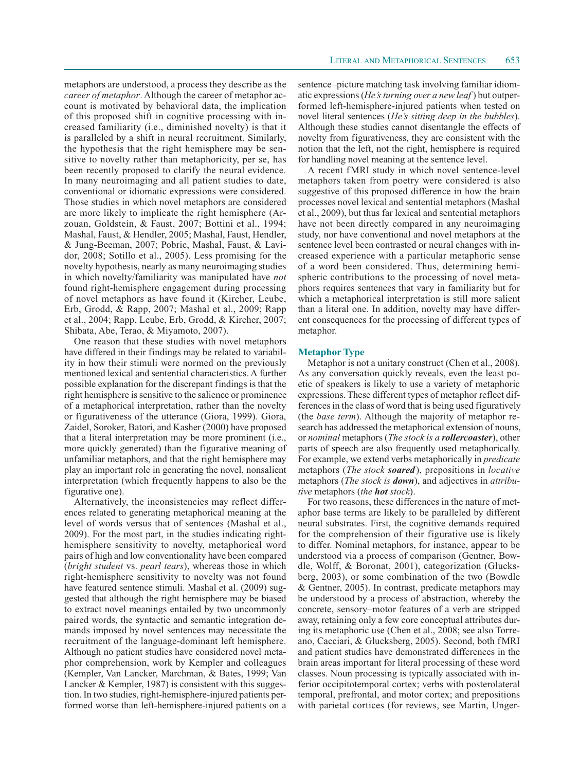metaphors are understood, a process they describe as the *career of metaphor*. Although the career of metaphor account is motivated by behavioral data, the implication of this proposed shift in cognitive processing with increased familiarity (i.e., diminished novelty) is that it is paralleled by a shift in neural recruitment. Similarly, the hypothesis that the right hemisphere may be sensitive to novelty rather than metaphoricity, per se, has been recently proposed to clarify the neural evidence. In many neuroimaging and all patient studies to date, conventional or idiomatic expressions were considered. Those studies in which novel metaphors are considered are more likely to implicate the right hemisphere (Arzouan, Goldstein, & Faust, 2007; Bottini et al., 1994; Mashal, Faust, & Hendler, 2005; Mashal, Faust, Hendler, & Jung-Beeman, 2007; Pobric, Mashal, Faust, & Lavidor, 2008; Sotillo et al., 2005). Less promising for the novelty hypothesis, nearly as many neuroimaging studies in which novelty/familiarity was manipulated have *not* found right-hemisphere engagement during processing of novel metaphors as have found it (Kircher, Leube, Erb, Grodd, & Rapp, 2007; Mashal et al., 2009; Rapp et al., 2004; Rapp, Leube, Erb, Grodd, & Kircher, 2007; Shibata, Abe, Terao, & Miyamoto, 2007).

One reason that these studies with novel metaphors have differed in their findings may be related to variability in how their stimuli were normed on the previously mentioned lexical and sentential characteristics. A further possible explanation for the discrepant findings is that the right hemisphere is sensitive to the salience or prominence of a metaphorical interpretation, rather than the novelty or figurativeness of the utterance (Giora, 1999). Giora, Zaidel, Soroker, Batori, and Kasher (2000) have proposed that a literal interpretation may be more prominent (i.e., more quickly generated) than the figurative meaning of unfamiliar metaphors, and that the right hemisphere may play an important role in generating the novel, nonsalient interpretation (which frequently happens to also be the figurative one).

Alternatively, the inconsistencies may reflect differences related to generating metaphorical meaning at the level of words versus that of sentences (Mashal et al., 2009). For the most part, in the studies indicating right-hemisphere sensitivity to novelty, metaphorical word pairs of high and low conventionality have been compared (*bright student* vs. *pearl tears*), whereas those in which right-hemisphere sensitivity to novelty was not found have featured sentence stimuli. Mashal et al. (2009) suggested that although the right hemisphere may be biased to extract novel meanings entailed by two uncommonly paired words, the syntactic and semantic integration demands imposed by novel sentences may necessitate the recruitment of the language-dominant left hemisphere. Although no patient studies have considered novel metaphor comprehension, work by Kempler and colleagues (Kempler, Van Lancker, Marchman, & Bates, 1999; Van Lancker & Kempler, 1987) is consistent with this suggestion. In two studies, right-hemisphere-injured patients performed worse than left-hemisphere-injured patients on a sentence–picture matching task involving familiar idiomatic expressions (*He's turning over a new leaf*) but outperformed left-hemisphere-injured patients when tested on novel literal sentences (*He's sitting deep in the bubbles*). Although these studies cannot disentangle the effects of novelty from figurativeness, they are consistent with the notion that the left, not the right, hemisphere is required for handling novel meaning at the sentence level.

A recent fMRI study in which novel sentence-level metaphors taken from poetry were considered is also suggestive of this proposed difference in how the brain processes novel lexical and sentential metaphors (Mashal et al., 2009), but thus far lexical and sentential metaphors have not been directly compared in any neuroimaging study, nor have conventional and novel metaphors at the sentence level been contrasted or neural changes with increased experience with a particular metaphoric sense of a word been considered. Thus, determining hemispheric contributions to the processing of novel metaphors requires sentences that vary in familiarity but for which a metaphorical interpretation is still more salient than a literal one. In addition, novelty may have different consequences for the processing of different types of metaphor.

### Metaphor Type

Metaphor is not a unitary construct (Chen et al., 2008). As any conversation quickly reveals, even the least poetic of speakers is likely to use a variety of metaphoric expressions. These different types of metaphor reflect differences in the class of word that is being used figuratively (the *base term*). Although the majority of metaphor research has addressed the metaphorical extension of nouns, or *nominal* metaphors (*The stock is a* ***rollercoaster***), other parts of speech are also frequently used metaphorically. For example, we extend verbs metaphorically in *predicate* metaphors (*The stock* ***soared***), prepositions in *locative* metaphors (*The stock is* ***down***), and adjectives in *attributive* metaphors (*the* ***hot*** *stock*).

For two reasons, these differences in the nature of metaphor base terms are likely to be paralleled by different neural substrates. First, the cognitive demands required for the comprehension of their figurative use is likely to differ. Nominal metaphors, for instance, appear to be understood via a process of comparison (Gentner, Bowdle, Wolff, & Boronat, 2001), categorization (Glucksberg, 2003), or some combination of the two (Bowdle & Gentner, 2005). In contrast, predicate metaphors may be understood by a process of abstraction, whereby the concrete, sensory–motor features of a verb are stripped away, retaining only a few core conceptual attributes during its metaphoric use (Chen et al., 2008; see also Torreano, Cacciari, & Glucksberg, 2005). Second, both fMRI and patient studies have demonstrated differences in the brain areas important for literal processing of these word classes. Noun processing is typically associated with inferior occipitotemporal cortex; verbs with posterolateral temporal, prefrontal, and motor cortex; and prepositions with parietal cortices (for reviews, see Martin, Unger-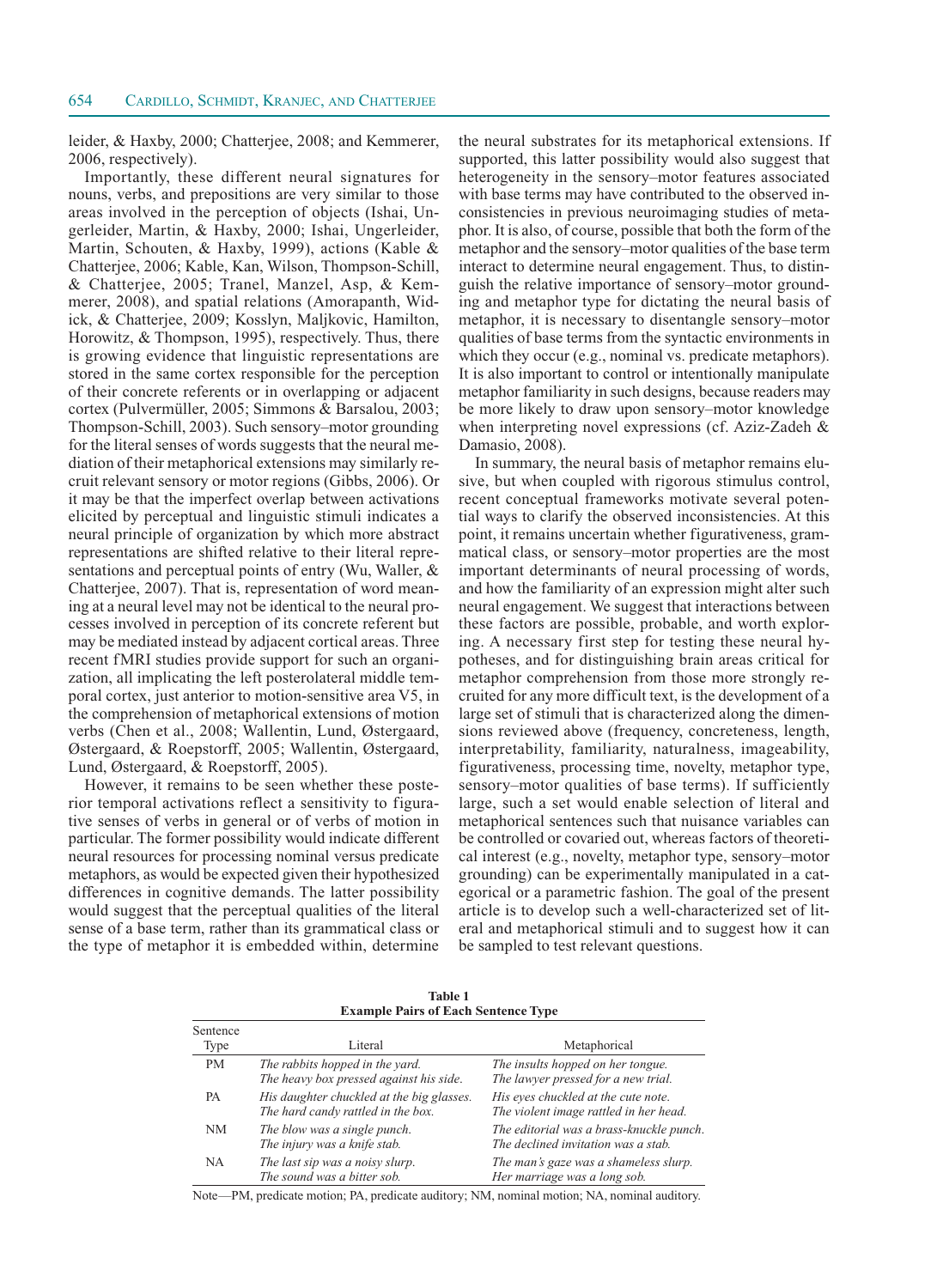leider, & Haxby, 2000; Chatterjee, 2008; and Kemmerer, 2006, respectively).

Importantly, these different neural signatures for nouns, verbs, and prepositions are very similar to those areas involved in the perception of objects (Ishai, Ungerleider, Martin, & Haxby, 2000; Ishai, Ungerleider, Martin, Schouten, & Haxby, 1999), actions (Kable & Chatterjee, 2006; Kable, Kan, Wilson, Thompson-Schill, & Chatterjee, 2005; Tranel, Manzel, Asp, & Kemmerer, 2008), and spatial relations (Amorapanth, Widick, & Chatterjee, 2009; Kosslyn, Maljkovic, Hamilton, Horowitz, & Thompson, 1995), respectively. Thus, there is growing evidence that linguistic representations are stored in the same cortex responsible for the perception of their concrete referents or in overlapping or adjacent cortex (Pulvermüller, 2005; Simmons & Barsalou, 2003; Thompson-Schill, 2003). Such sensory–motor grounding for the literal senses of words suggests that the neural mediation of their metaphorical extensions may similarly recruit relevant sensory or motor regions (Gibbs, 2006). Or it may be that the imperfect overlap between activations elicited by perceptual and linguistic stimuli indicates a neural principle of organization by which more abstract representations are shifted relative to their literal representations and perceptual points of entry (Wu, Waller, & Chatterjee, 2007). That is, representation of word meaning at a neural level may not be identical to the neural processes involved in perception of its concrete referent but may be mediated instead by adjacent cortical areas. Three recent fMRI studies provide support for such an organization, all implicating the left posterolateral middle temporal cortex, just anterior to motion-sensitive area V5, in the comprehension of metaphorical extensions of motion verbs (Chen et al., 2008; Wallentin, Lund, Østergaard, Østergaard, & Roepstorff, 2005; Wallentin, Østergaard, Lund, Østergaard, & Roepstorff, 2005).

However, it remains to be seen whether these posterior temporal activations reflect a sensitivity to figurative senses of verbs in general or of verbs of motion in particular. The former possibility would indicate different neural resources for processing nominal versus predicate metaphors, as would be expected given their hypothesized differences in cognitive demands. The latter possibility would suggest that the perceptual qualities of the literal sense of a base term, rather than its grammatical class or the type of metaphor it is embedded within, determine the neural substrates for its metaphorical extensions. If supported, this latter possibility would also suggest that heterogeneity in the sensory–motor features associated with base terms may have contributed to the observed inconsistencies in previous neuroimaging studies of metaphor. It is also, of course, possible that both the form of the metaphor and the sensory–motor qualities of the base term interact to determine neural engagement. Thus, to distinguish the relative importance of sensory–motor grounding and metaphor type for dictating the neural basis of metaphor, it is necessary to disentangle sensory–motor qualities of base terms from the syntactic environments in which they occur (e.g., nominal vs. predicate metaphors). It is also important to control or intentionally manipulate metaphor familiarity in such designs, because readers may be more likely to draw upon sensory–motor knowledge when interpreting novel expressions (cf. Aziz-Zadeh & Damasio, 2008).

In summary, the neural basis of metaphor remains elusive, but when coupled with rigorous stimulus control, recent conceptual frameworks motivate several potential ways to clarify the observed inconsistencies. At this point, it remains uncertain whether figurativeness, grammatical class, or sensory–motor properties are the most important determinants of neural processing of words, and how the familiarity of an expression might alter such neural engagement. We suggest that interactions between these factors are possible, probable, and worth exploring. A necessary first step for testing these neural hypotheses, and for distinguishing brain areas critical for metaphor comprehension from those more strongly recruited for any more difficult text, is the development of a large set of stimuli that is characterized along the dimensions reviewed above (frequency, concreteness, length, interpretability, familiarity, naturalness, imageability, figurativeness, processing time, novelty, metaphor type, sensory–motor qualities of base terms). If sufficiently large, such a set would enable selection of literal and metaphorical sentences such that nuisance variables can be controlled or covaried out, whereas factors of theoretical interest (e.g., novelty, metaphor type, sensory–motor grounding) can be experimentally manipulated in a categorical or a parametric fashion. The goal of the present article is to develop such a well-characterized set of literal and metaphorical stimuli and to suggest how it can be sampled to test relevant questions.

**Table 1**
**Example Pairs of Each Sentence Type**

| Sentence Type | Literal | Metaphorical |
|---|---|---|
| PM | *The rabbits hopped in the yard.* | *The insults hopped on her tongue.* |
| | *The heavy box pressed against his side.* | *The lawyer pressed for a new trial.* |
| PA | *His daughter chuckled at the big glasses.* | *His eyes chuckled at the cute note.* |
| | *The hard candy rattled in the box.* | *The violent image rattled in her head.* |
| NM | *The blow was a single punch.* | *The editorial was a brass-knuckle punch.* |
| | *The injury was a knife stab.* | *The declined invitation was a stab.* |
| NA | *The last sip was a noisy slurp.* | *The man's gaze was a shameless slurp.* |
| | *The sound was a bitter sob.* | *Her marriage was a long sob.* |

Note—PM, predicate motion; PA, predicate auditory; NM, nominal motion; NA, nominal auditory.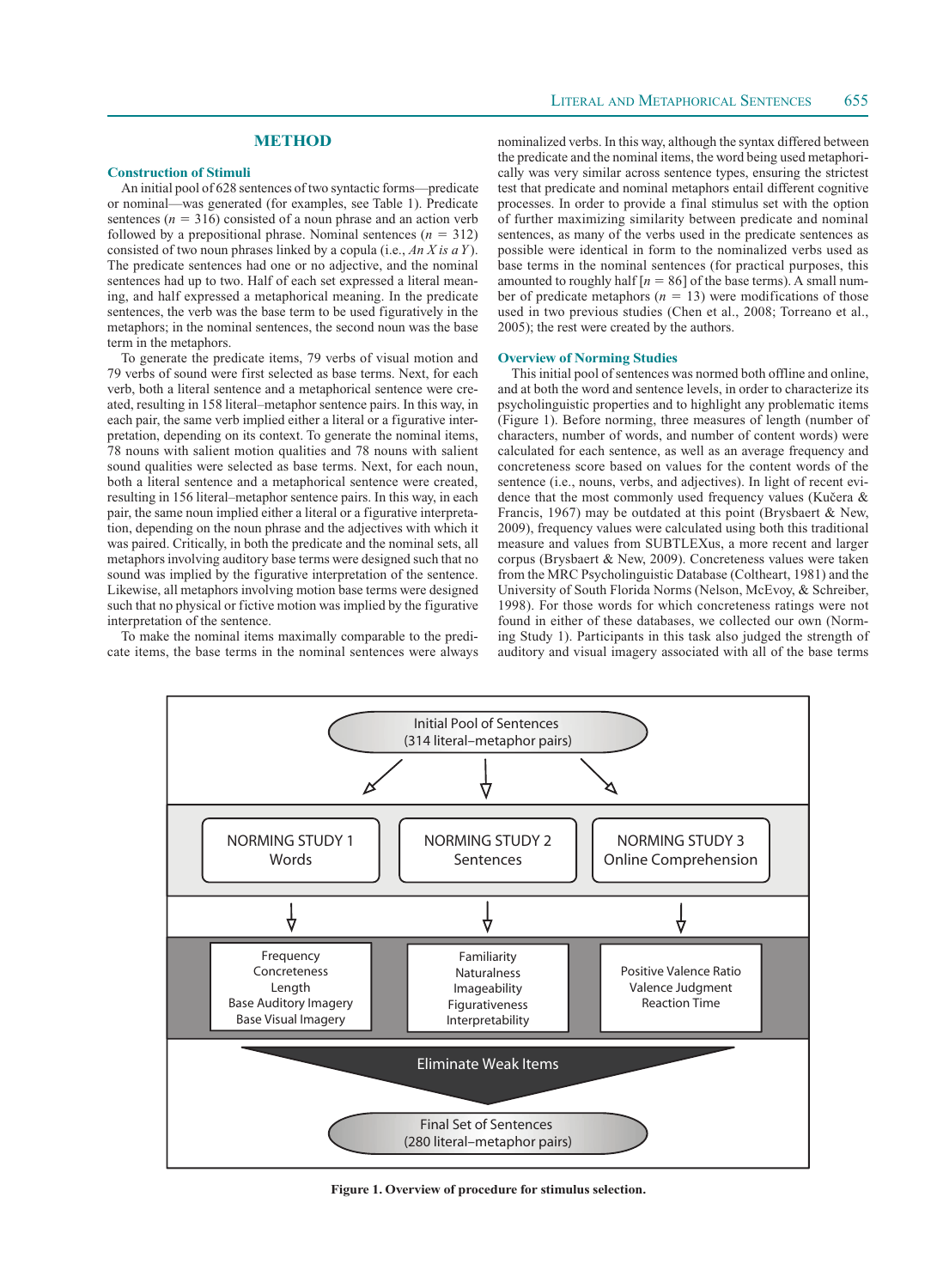## METHOD

### Construction of Stimuli

An initial pool of 628 sentences of two syntactic forms—predicate or nominal—was generated (for examples, see Table 1). Predicate sentences ($n = 316$) consisted of a noun phrase and an action verb followed by a prepositional phrase. Nominal sentences ($n = 312$) consisted of two noun phrases linked by a copula (i.e., *An X is a Y*). The predicate sentences had one or no adjective, and the nominal sentences had up to two. Half of each set expressed a literal meaning, and half expressed a metaphorical meaning. In the predicate sentences, the verb was the base term to be used figuratively in the metaphors; in the nominal sentences, the second noun was the base term in the metaphors.

To generate the predicate items, 79 verbs of visual motion and 79 verbs of sound were first selected as base terms. Next, for each verb, both a literal sentence and a metaphorical sentence were created, resulting in 158 literal–metaphor sentence pairs. In this way, in each pair, the same verb implied either a literal or a figurative interpretation, depending on its context. To generate the nominal items, 78 nouns with salient motion qualities and 78 nouns with salient sound qualities were selected as base terms. Next, for each noun, both a literal sentence and a metaphorical sentence were created, resulting in 156 literal–metaphor sentence pairs. In this way, in each pair, the same noun implied either a literal or a figurative interpretation, depending on the noun phrase and the adjectives with which it was paired. Critically, in both the predicate and the nominal sets, all metaphors involving auditory base terms were designed such that no sound was implied by the figurative interpretation of the sentence. Likewise, all metaphors involving motion base terms were designed such that no physical or fictive motion was implied by the figurative interpretation of the sentence.

To make the nominal items maximally comparable to the predicate items, the base terms in the nominal sentences were always nominalized verbs. In this way, although the syntax differed between the predicate and the nominal items, the word being used metaphorically was very similar across sentence types, ensuring the strictest test that predicate and nominal metaphors entail different cognitive processes. In order to provide a final stimulus set with the option of further maximizing similarity between predicate and nominal sentences, as many of the verbs used in the predicate sentences as possible were identical in form to the nominalized verbs used as base terms in the nominal sentences (for practical purposes, this amounted to roughly half [$n = 86$] of the base terms). A small number of predicate metaphors ($n = 13$) were modifications of those used in two previous studies (Chen et al., 2008; Torreano et al., 2005); the rest were created by the authors.

### Overview of Norming Studies

This initial pool of sentences was normed both offline and online, and at both the word and sentence levels, in order to characterize its psycholinguistic properties and to highlight any problematic items (Figure 1). Before norming, three measures of length (number of characters, number of words, and number of content words) were calculated for each sentence, as well as an average frequency and concreteness score based on values for the content words of the sentence (i.e., nouns, verbs, and adjectives). In light of recent evidence that the most commonly used frequency values (Kučera & Francis, 1967) may be outdated at this point (Brysbaert & New, 2009), frequency values were calculated using both this traditional measure and values from SUBTLEXus, a more recent and larger corpus (Brysbaert & New, 2009). Concreteness values were taken from the MRC Psycholinguistic Database (Coltheart, 1981) and the University of South Florida Norms (Nelson, McEvoy, & Schreiber, 1998). For those words for which concreteness ratings were not found in either of these databases, we collected our own (Norming Study 1). Participants in this task also judged the strength of auditory and visual imagery associated with all of the base terms

Initial Pool of Sentences
(314 literal–metaphor pairs)

NORMING STUDY 1
Words

NORMING STUDY 2
Sentences

NORMING STUDY 3
Online Comprehension

Frequency
Concreteness
Length
Base Auditory Imagery
Base Visual Imagery

Familiarity
Naturalness
Imageability
Figurativeness
Interpretability

Positive Valence Ratio
Valence Judgment
Reaction Time

Eliminate Weak Items

Final Set of Sentences
(280 literal–metaphor pairs)

**Figure 1. Overview of procedure for stimulus selection.**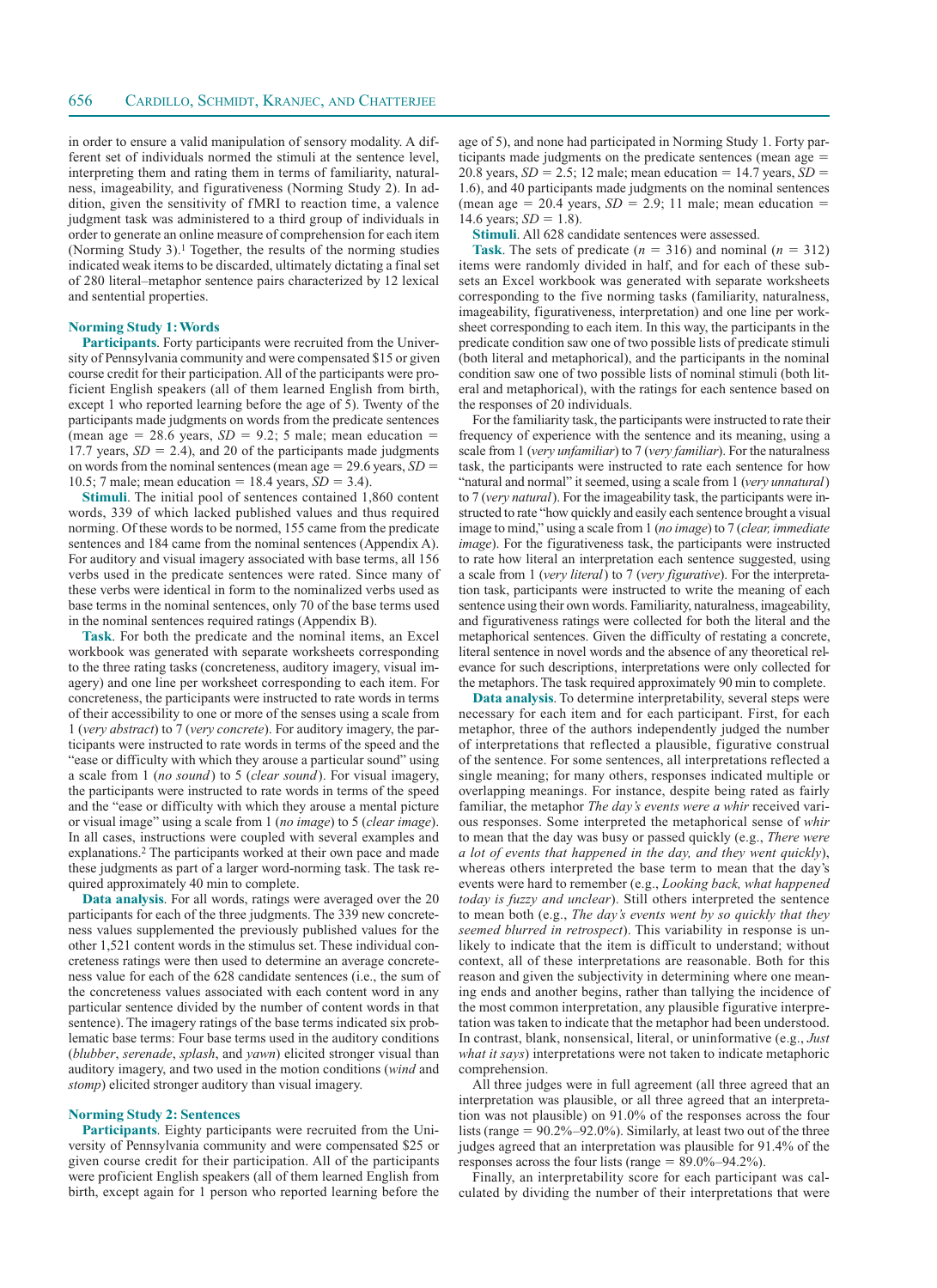in order to ensure a valid manipulation of sensory modality. A different set of individuals normed the stimuli at the sentence level, interpreting them and rating them in terms of familiarity, naturalness, imageability, and figurativeness (Norming Study 2). In addition, given the sensitivity of fMRI to reaction time, a valence judgment task was administered to a third group of individuals in order to generate an online measure of comprehension for each item (Norming Study 3).[1] Together, the results of the norming studies indicated weak items to be discarded, ultimately dictating a final set of 280 literal–metaphor sentence pairs characterized by 12 lexical and sentential properties.

### Norming Study 1: Words

**Participants**. Forty participants were recruited from the University of Pennsylvania community and were compensated $15 or given course credit for their participation. All of the participants were proficient English speakers (all of them learned English from birth, except 1 who reported learning before the age of 5). Twenty of the participants made judgments on words from the predicate sentences (mean age = 28.6 years, *SD* = 9.2; 5 male; mean education = 17.7 years, *SD* = 2.4), and 20 of the participants made judgments on words from the nominal sentences (mean age = 29.6 years, *SD* = 10.5; 7 male; mean education = 18.4 years, *SD* = 3.4).

**Stimuli**. The initial pool of sentences contained 1,860 content words, 339 of which lacked published values and thus required norming. Of these words to be normed, 155 came from the predicate sentences and 184 came from the nominal sentences (Appendix A). For auditory and visual imagery associated with base terms, all 156 verbs used in the predicate sentences were rated. Since many of these verbs were identical in form to the nominalized verbs used as base terms in the nominal sentences, only 70 of the base terms used in the nominal sentences required ratings (Appendix B).

**Task**. For both the predicate and the nominal items, an Excel workbook was generated with separate worksheets corresponding to the three rating tasks (concreteness, auditory imagery, visual imagery) and one line per worksheet corresponding to each item. For concreteness, the participants were instructed to rate words in terms of their accessibility to one or more of the senses using a scale from 1 (*very abstract*) to 7 (*very concrete*). For auditory imagery, the participants were instructed to rate words in terms of the speed and the "ease or difficulty with which they arouse a particular sound" using a scale from 1 (*no sound*) to 5 (*clear sound*). For visual imagery, the participants were instructed to rate words in terms of the speed and the "ease or difficulty with which they arouse a mental picture or visual image" using a scale from 1 (*no image*) to 5 (*clear image*). In all cases, instructions were coupled with several examples and explanations.[2] The participants worked at their own pace and made these judgments as part of a larger word-norming task. The task required approximately 40 min to complete.

**Data analysis**. For all words, ratings were averaged over the 20 participants for each of the three judgments. The 339 new concreteness values supplemented the previously published values for the other 1,521 content words in the stimulus set. These individual concreteness ratings were then used to determine an average concreteness value for each of the 628 candidate sentences (i.e., the sum of the concreteness values associated with each content word in any particular sentence divided by the number of content words in that sentence). The imagery ratings of the base terms indicated six problematic base terms: Four base terms used in the auditory conditions (*blubber*, *serenade*, *splash*, and *yawn*) elicited stronger visual than auditory imagery, and two used in the motion conditions (*wind* and *stomp*) elicited stronger auditory than visual imagery.

### Norming Study 2: Sentences

**Participants**. Eighty participants were recruited from the University of Pennsylvania community and were compensated $25 or given course credit for their participation. All of the participants were proficient English speakers (all of them learned English from birth, except again for 1 person who reported learning before the age of 5), and none had participated in Norming Study 1. Forty participants made judgments on the predicate sentences (mean age = 20.8 years, *SD* = 2.5; 12 male; mean education = 14.7 years, *SD* = 1.6), and 40 participants made judgments on the nominal sentences (mean age = 20.4 years, *SD* = 2.9; 11 male; mean education = 14.6 years; *SD* = 1.8).

**Stimuli**. All 628 candidate sentences were assessed.

**Task**. The sets of predicate ($n$ = 316) and nominal ($n$ = 312) items were randomly divided in half, and for each of these subsets an Excel workbook was generated with separate worksheets corresponding to the five norming tasks (familiarity, naturalness, imageability, figurativeness, interpretation) and one line per worksheet corresponding to each item. In this way, the participants in the predicate condition saw one of two possible lists of predicate stimuli (both literal and metaphorical), and the participants in the nominal condition saw one of two possible lists of nominal stimuli (both literal and metaphorical), with the ratings for each sentence based on the responses of 20 individuals.

For the familiarity task, the participants were instructed to rate their frequency of experience with the sentence and its meaning, using a scale from 1 (*very unfamiliar*) to 7 (*very familiar*). For the naturalness task, the participants were instructed to rate each sentence for how "natural and normal" it seemed, using a scale from 1 (*very unnatural*) to 7 (*very natural*). For the imageability task, the participants were instructed to rate "how quickly and easily each sentence brought a visual image to mind," using a scale from 1 (*no image*) to 7 (*clear, immediate image*). For the figurativeness task, the participants were instructed to rate how literal an interpretation each sentence suggested, using a scale from 1 (*very literal*) to 7 (*very figurative*). For the interpretation task, participants were instructed to write the meaning of each sentence using their own words. Familiarity, naturalness, imageability, and figurativeness ratings were collected for both the literal and the metaphorical sentences. Given the difficulty of restating a concrete, literal sentence in novel words and the absence of any theoretical relevance for such descriptions, interpretations were only collected for the metaphors. The task required approximately 90 min to complete.

**Data analysis**. To determine interpretability, several steps were necessary for each item and for each participant. First, for each metaphor, three of the authors independently judged the number of interpretations that reflected a plausible, figurative construal of the sentence. For some sentences, all interpretations reflected a single meaning; for many others, responses indicated multiple or overlapping meanings. For instance, despite being rated as fairly familiar, the metaphor *The day's events were a whir* received various responses. Some interpreted the metaphorical sense of *whir* to mean that the day was busy or passed quickly (e.g., *There were a lot of events that happened in the day, and they went quickly*), whereas others interpreted the base term to mean that the day's events were hard to remember (e.g., *Looking back, what happened today is fuzzy and unclear*). Still others interpreted the sentence to mean both (e.g., *The day's events went by so quickly that they seemed blurred in retrospect*). This variability in response is unlikely to indicate that the item is difficult to understand; without context, all of these interpretations are reasonable. Both for this reason and given the subjectivity in determining where one meaning ends and another begins, rather than tallying the incidence of the most common interpretation, any plausible figurative interpretation was taken to indicate that the metaphor had been understood. In contrast, blank, nonsensical, literal, or uninformative (e.g., *Just what it says*) interpretations were not taken to indicate metaphoric comprehension.

All three judges were in full agreement (all three agreed that an interpretation was plausible, or all three agreed that an interpretation was not plausible) on 91.0% of the responses across the four lists (range = 90.2%–92.0%). Similarly, at least two out of the three judges agreed that an interpretation was plausible for 91.4% of the responses across the four lists (range = 89.0%–94.2%).

Finally, an interpretability score for each participant was calculated by dividing the number of their interpretations that were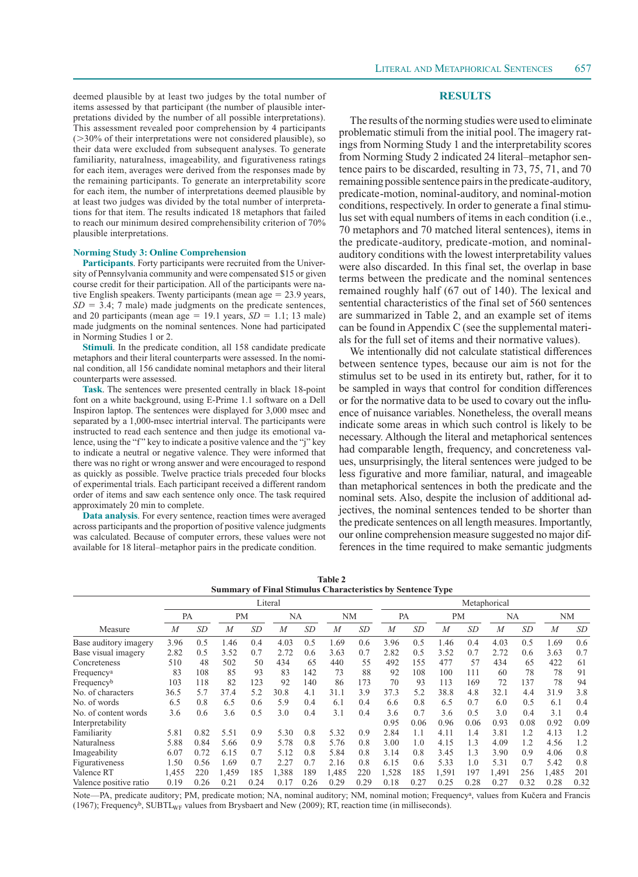deemed plausible by at least two judges by the total number of items assessed by that participant (the number of plausible interpretations divided by the number of all possible interpretations). This assessment revealed poor comprehension by 4 participants (>30% of their interpretations were not considered plausible), so their data were excluded from subsequent analyses. To generate familiarity, naturalness, imageability, and figurativeness ratings for each item, averages were derived from the responses made by the remaining participants. To generate an interpretability score for each item, the number of interpretations deemed plausible by at least two judges was divided by the total number of interpretations for that item. The results indicated 18 metaphors that failed to reach our minimum desired comprehension criterion of 70% plausible interpretations.

### Norming Study 3: Online Comprehension

**Participants**. Forty participants were recruited from the University of Pennsylvania community and were compensated $15 or given course credit for their participation. All of the participants were native English speakers. Twenty participants (mean age = 23.9 years, *SD* = 3.4; 7 male) made judgments on the predicate sentences, and 20 participants (mean age = 19.1 years, *SD* = 1.1; 13 male) made judgments on the nominal sentences. None had participated in Norming Studies 1 or 2.

**Stimuli**. In the predicate condition, all 158 candidate predicate metaphors and their literal counterparts were assessed. In the nominal condition, all 156 candidate nominal metaphors and their literal counterparts were assessed.

**Task**. The sentences were presented centrally in black 18-point font on a white background, using E-Prime 1.1 software on a Dell Inspiron laptop. The sentences were displayed for 3,000 msec and separated by a 1,000-msec intertrial interval. The participants were instructed to read each sentence and then judge its emotional valence, using the "f" key to indicate a positive valence and the "j" key to indicate a neutral or negative valence. They were informed that there was no right or wrong answer and were encouraged to respond as quickly as possible. Twelve practice trials preceded four blocks of experimental trials. Each participant received a different random order of items and saw each sentence only once. The task required approximately 20 min to complete.

**Data analysis**. For every sentence, reaction times were averaged across participants and the proportion of positive valence judgments was calculated. Because of computer errors, these values were not available for 18 literal–metaphor pairs in the predicate condition.

## RESULTS

The results of the norming studies were used to eliminate problematic stimuli from the initial pool. The imagery ratings from Norming Study 1 and the interpretability scores from Norming Study 2 indicated 24 literal–metaphor sentence pairs to be discarded, resulting in 73, 75, 71, and 70 remaining possible sentence pairs in the predicate-auditory, predicate-motion, nominal-auditory, and nominal-motion conditions, respectively. In order to generate a final stimulus set with equal numbers of items in each condition (i.e., 70 metaphors and 70 matched literal sentences), items in the predicate-auditory, predicate-motion, and nominal-auditory conditions with the lowest interpretability values were also discarded. In this final set, the overlap in base terms between the predicate and the nominal sentences remained roughly half (67 out of 140). The lexical and sentential characteristics of the final set of 560 sentences are summarized in Table 2, and an example set of items can be found in Appendix C (see the supplemental materials for the full set of items and their normative values).

We intentionally did not calculate statistical differences between sentence types, because our aim is not for the stimulus set to be used in its entirety but, rather, for it to be sampled in ways that control for condition differences or for the normative data to be used to covary out the influence of nuisance variables. Nonetheless, the overall means indicate some areas in which such control is likely to be necessary. Although the literal and metaphorical sentences had comparable length, frequency, and concreteness values, unsurprisingly, the literal sentences were judged to be less figurative and more familiar, natural, and imageable than metaphorical sentences in both the predicate and the nominal sets. Also, despite the inclusion of additional adjectives, the nominal sentences tended to be shorter than the predicate sentences on all length measures. Importantly, our online comprehension measure suggested no major differences in the time required to make semantic judgments

**Table 2**
**Summary of Final Stimulus Characteristics by Sentence Type**

| | Literal | | | | | | | | Metaphorical | | | | | | | |
|---|---|---|---|---|---|---|---|---|---|---|---|---|---|---|---|---|
| | PA | | PM | | NA | | NM | | PA | | PM | | NA | | NM | |
| Measure | *M* | *SD* | *M* | *SD* | *M* | *SD* | *M* | *SD* | *M* | *SD* | *M* | *SD* | *M* | *SD* | *M* | *SD* |
| Base auditory imagery | 3.96 | 0.5 | 1.46 | 0.4 | 4.03 | 0.5 | 1.69 | 0.6 | 3.96 | 0.5 | 1.46 | 0.4 | 4.03 | 0.5 | 1.69 | 0.6 |
| Base visual imagery | 2.82 | 0.5 | 3.52 | 0.7 | 2.72 | 0.6 | 3.63 | 0.7 | 2.82 | 0.5 | 3.52 | 0.7 | 2.72 | 0.6 | 3.63 | 0.7 |
| Concreteness | 510 | 48 | 502 | 50 | 434 | 65 | 440 | 55 | 492 | 155 | 477 | 57 | 434 | 65 | 422 | 61 |
| Frequency[a] | 83 | 108 | 85 | 93 | 83 | 142 | 73 | 88 | 92 | 108 | 100 | 111 | 60 | 78 | 78 | 91 |
| Frequency[b] | 103 | 118 | 82 | 123 | 92 | 140 | 86 | 173 | 70 | 93 | 113 | 169 | 72 | 137 | 78 | 94 |
| No. of characters | 36.5 | 5.7 | 37.4 | 5.2 | 30.8 | 4.1 | 31.1 | 3.9 | 37.3 | 5.2 | 38.8 | 4.8 | 32.1 | 4.4 | 31.9 | 3.8 |
| No. of words | 6.5 | 0.8 | 6.5 | 0.6 | 5.9 | 0.4 | 6.1 | 0.4 | 6.6 | 0.8 | 6.5 | 0.7 | 6.0 | 0.5 | 6.1 | 0.4 |
| No. of content words | 3.6 | 0.6 | 3.6 | 0.5 | 3.0 | 0.4 | 3.1 | 0.4 | 3.6 | 0.7 | 3.6 | 0.5 | 3.0 | 0.4 | 3.1 | 0.4 |
| Interpretability | | | | | | | | | 0.95 | 0.06 | 0.96 | 0.06 | 0.93 | 0.08 | 0.92 | 0.09 |
| Familiarity | 5.81 | 0.82 | 5.51 | 0.9 | 5.30 | 0.8 | 5.32 | 0.9 | 2.84 | 1.1 | 4.11 | 1.4 | 3.81 | 1.2 | 4.13 | 1.2 |
| Naturalness | 5.88 | 0.84 | 5.66 | 0.9 | 5.78 | 0.8 | 5.76 | 0.8 | 3.00 | 1.0 | 4.15 | 1.3 | 4.09 | 1.2 | 4.56 | 1.2 |
| Imageability | 6.07 | 0.72 | 6.15 | 0.7 | 5.12 | 0.8 | 5.84 | 0.8 | 3.14 | 0.8 | 3.45 | 1.3 | 3.90 | 0.9 | 4.06 | 0.8 |
| Figurativeness | 1.50 | 0.56 | 1.69 | 0.7 | 2.27 | 0.7 | 2.16 | 0.8 | 6.15 | 0.6 | 5.33 | 1.0 | 5.31 | 0.7 | 5.42 | 0.8 |
| Valence RT | 1,455 | 220 | 1,459 | 185 | 1,388 | 189 | 1,485 | 220 | 1,528 | 185 | 1,591 | 197 | 1,491 | 256 | 1,485 | 201 |
| Valence positive ratio | 0.19 | 0.26 | 0.21 | 0.24 | 0.17 | 0.26 | 0.29 | 0.29 | 0.18 | 0.27 | 0.25 | 0.28 | 0.27 | 0.32 | 0.28 | 0.32 |

Note—PA, predicate auditory; PM, predicate motion; NA, nominal auditory; NM, nominal motion; Frequency[a], values from Kučera and Francis (1967); Frequency[b], SUBTL$_{WF}$ values from Brysbaert and New (2009); RT, reaction time (in milliseconds).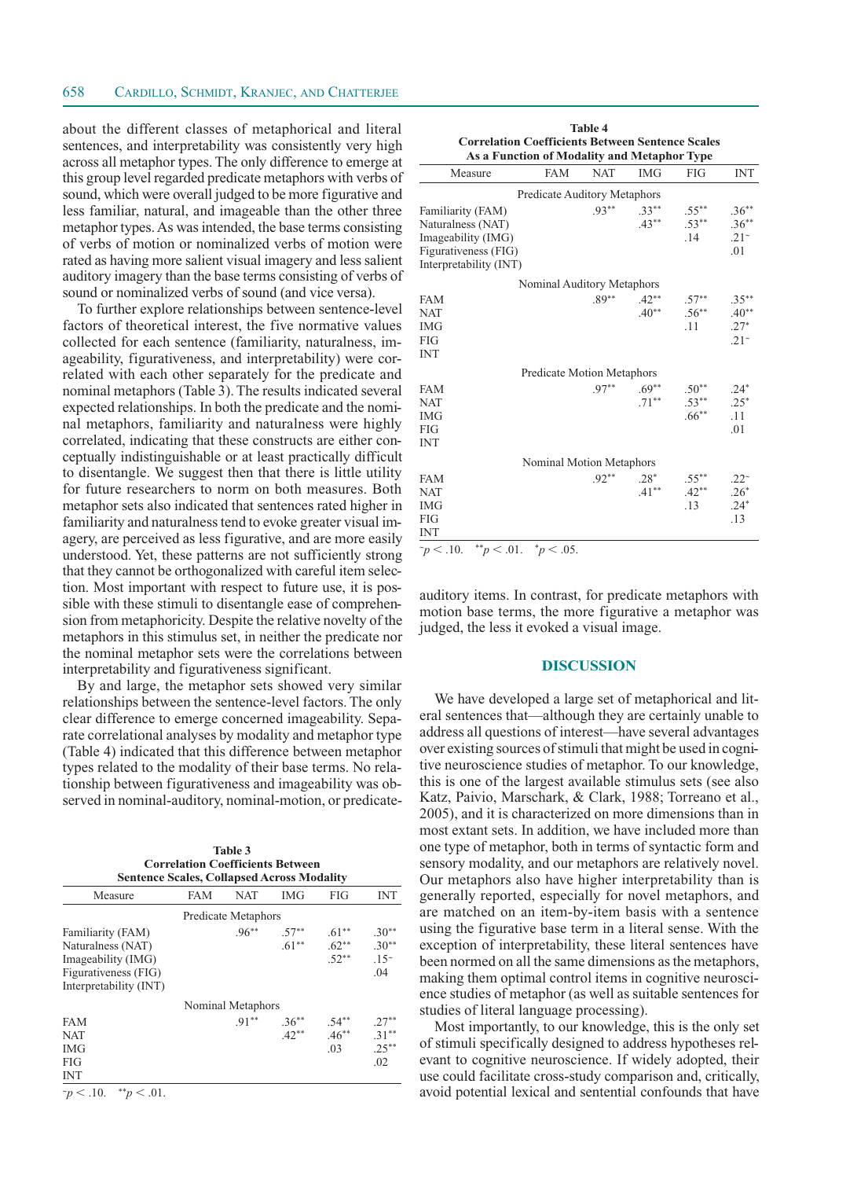about the different classes of metaphorical and literal sentences, and interpretability was consistently very high across all metaphor types. The only difference to emerge at this group level regarded predicate metaphors with verbs of sound, which were overall judged to be more figurative and less familiar, natural, and imageable than the other three metaphor types. As was intended, the base terms consisting of verbs of motion or nominalized verbs of motion were rated as having more salient visual imagery and less salient auditory imagery than the base terms consisting of verbs of sound or nominalized verbs of sound (and vice versa).

To further explore relationships between sentence-level factors of theoretical interest, the five normative values collected for each sentence (familiarity, naturalness, imageability, figurativeness, and interpretability) were correlated with each other separately for the predicate and nominal metaphors (Table 3). The results indicated several expected relationships. In both the predicate and the nominal metaphors, familiarity and naturalness were highly correlated, indicating that these constructs are either conceptually indistinguishable or at least practically difficult to disentangle. We suggest then that there is little utility for future researchers to norm on both measures. Both metaphor sets also indicated that sentences rated higher in familiarity and naturalness tend to evoke greater visual imagery, are perceived as less figurative, and are more easily understood. Yet, these patterns are not sufficiently strong that they cannot be orthogonalized with careful item selection. Most important with respect to future use, it is possible with these stimuli to disentangle ease of comprehension from metaphoricity. Despite the relative novelty of the metaphors in this stimulus set, in neither the predicate nor the nominal metaphor sets were the correlations between interpretability and figurativeness significant.

By and large, the metaphor sets showed very similar relationships between the sentence-level factors. The only clear difference to emerge concerned imageability. Separate correlational analyses by modality and metaphor type (Table 4) indicated that this difference between metaphor types related to the modality of their base terms. No relationship between figurativeness and imageability was observed in nominal-auditory, nominal-motion, or predicate-auditory items. In contrast, for predicate metaphors with motion base terms, the more figurative a metaphor was judged, the less it evoked a visual image.

**Table 3**
**Correlation Coefficients Between Sentence Scales, Collapsed Across Modality**

| Measure | FAM | NAT | IMG | FIG | INT |
|---|---|---|---|---|---|
| | | Predicate Metaphors | | | |
| Familiarity (FAM) | | .96** | .57** | .61** | .30** |
| Naturalness (NAT) | | | .61** | .62** | .30** |
| Imageability (IMG) | | | | .52** | .15~ |
| Figurativeness (FIG) | | | | | .04 |
| Interpretability (INT) | | | | | |
| | | Nominal Metaphors | | | |
| FAM | | .91** | .36** | .54** | .27** |
| NAT | | | .42** | .46** | .31** |
| IMG | | | | .03 | .25** |
| FIG | | | | | .02 |
| INT | | | | | |

~$p < .10$. **$p < .01$.

**Table 4**
**Correlation Coefficients Between Sentence Scales As a Function of Modality and Metaphor Type**

| Measure | FAM | NAT | IMG | FIG | INT |
|---|---|---|---|---|---|
| | | Predicate Auditory Metaphors | | | |
| Familiarity (FAM) | | .93** | .33** | .55** | .36** |
| Naturalness (NAT) | | | .43** | .53** | .36** |
| Imageability (IMG) | | | | .14 | .21~ |
| Figurativeness (FIG) | | | | | .01 |
| Interpretability (INT) | | | | | |
| | | Nominal Auditory Metaphors | | | |
| FAM | | .89** | .42** | .57** | .35** |
| NAT | | | .40** | .56** | .40** |
| IMG | | | | .11 | .27* |
| FIG | | | | | .21~ |
| INT | | | | | |
| | | Predicate Motion Metaphors | | | |
| FAM | | .97** | .69** | .50** | .24* |
| NAT | | | .71** | .53** | .25* |
| IMG | | | | .66** | .11 |
| FIG | | | | | .01 |
| INT | | | | | |
| | | Nominal Motion Metaphors | | | |
| FAM | | .92** | .28* | .55** | .22~ |
| NAT | | | .41** | .42** | .26* |
| IMG | | | | .13 | .24* |
| FIG | | | | | .13 |
| INT | | | | | |

~$p < .10$. **$p < .01$. *$p < .05$.

## DISCUSSION

We have developed a large set of metaphorical and literal sentences that—although they are certainly unable to address all questions of interest—have several advantages over existing sources of stimuli that might be used in cognitive neuroscience studies of metaphor. To our knowledge, this is one of the largest available stimulus sets (see also Katz, Paivio, Marschark, & Clark, 1988; Torreano et al., 2005), and it is characterized on more dimensions than in most extant sets. In addition, we have included more than one type of metaphor, both in terms of syntactic form and sensory modality, and our metaphors are relatively novel. Our metaphors also have higher interpretability than is generally reported, especially for novel metaphors, and are matched on an item-by-item basis with a sentence using the figurative base term in a literal sense. With the exception of interpretability, these literal sentences have been normed on all the same dimensions as the metaphors, making them optimal control items in cognitive neuroscience studies of metaphor (as well as suitable sentences for studies of literal language processing).

Most importantly, to our knowledge, this is the only set of stimuli specifically designed to address hypotheses relevant to cognitive neuroscience. If widely adopted, their use could facilitate cross-study comparison and, critically, avoid potential lexical and sentential confounds that have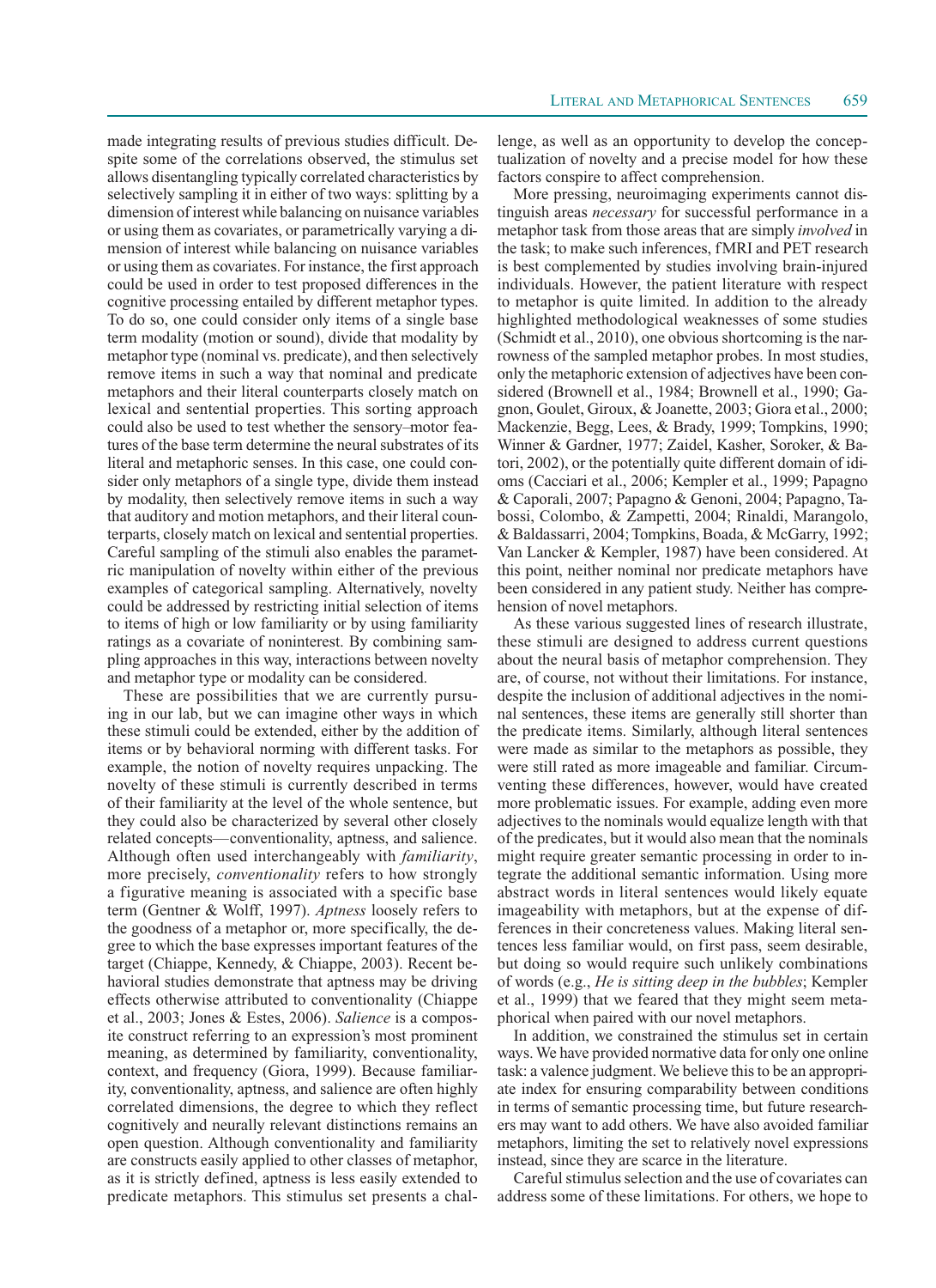made integrating results of previous studies difficult. Despite some of the correlations observed, the stimulus set allows disentangling typically correlated characteristics by selectively sampling it in either of two ways: splitting by a dimension of interest while balancing on nuisance variables or using them as covariates, or parametrically varying a dimension of interest while balancing on nuisance variables or using them as covariates. For instance, the first approach could be used in order to test proposed differences in the cognitive processing entailed by different metaphor types. To do so, one could consider only items of a single base term modality (motion or sound), divide that modality by metaphor type (nominal vs. predicate), and then selectively remove items in such a way that nominal and predicate metaphors and their literal counterparts closely match on lexical and sentential properties. This sorting approach could also be used to test whether the sensory–motor features of the base term determine the neural substrates of its literal and metaphoric senses. In this case, one could consider only metaphors of a single type, divide them instead by modality, then selectively remove items in such a way that auditory and motion metaphors, and their literal counterparts, closely match on lexical and sentential properties. Careful sampling of the stimuli also enables the parametric manipulation of novelty within either of the previous examples of categorical sampling. Alternatively, novelty could be addressed by restricting initial selection of items to items of high or low familiarity or by using familiarity ratings as a covariate of noninterest. By combining sampling approaches in this way, interactions between novelty and metaphor type or modality can be considered.

These are possibilities that we are currently pursuing in our lab, but we can imagine other ways in which these stimuli could be extended, either by the addition of items or by behavioral norming with different tasks. For example, the notion of novelty requires unpacking. The novelty of these stimuli is currently described in terms of their familiarity at the level of the whole sentence, but they could also be characterized by several other closely related concepts—conventionality, aptness, and salience. Although often used interchangeably with *familiarity*, more precisely, *conventionality* refers to how strongly a figurative meaning is associated with a specific base term (Gentner & Wolff, 1997). *Aptness* loosely refers to the goodness of a metaphor or, more specifically, the degree to which the base expresses important features of the target (Chiappe, Kennedy, & Chiappe, 2003). Recent behavioral studies demonstrate that aptness may be driving effects otherwise attributed to conventionality (Chiappe et al., 2003; Jones & Estes, 2006). *Salience* is a composite construct referring to an expression's most prominent meaning, as determined by familiarity, conventionality, context, and frequency (Giora, 1999). Because familiarity, conventionality, aptness, and salience are often highly correlated dimensions, the degree to which they reflect cognitively and neurally relevant distinctions remains an open question. Although conventionality and familiarity are constructs easily applied to other classes of metaphor, as it is strictly defined, aptness is less easily extended to predicate metaphors. This stimulus set presents a challenge, as well as an opportunity to develop the conceptualization of novelty and a precise model for how these factors conspire to affect comprehension.

More pressing, neuroimaging experiments cannot distinguish areas *necessary* for successful performance in a metaphor task from those areas that are simply *involved* in the task; to make such inferences, fMRI and PET research is best complemented by studies involving brain-injured individuals. However, the patient literature with respect to metaphor is quite limited. In addition to the already highlighted methodological weaknesses of some studies (Schmidt et al., 2010), one obvious shortcoming is the narrowness of the sampled metaphor probes. In most studies, only the metaphoric extension of adjectives have been considered (Brownell et al., 1984; Brownell et al., 1990; Gagnon, Goulet, Giroux, & Joanette, 2003; Giora et al., 2000; Mackenzie, Begg, Lees, & Brady, 1999; Tompkins, 1990; Winner & Gardner, 1977; Zaidel, Kasher, Soroker, & Batori, 2002), or the potentially quite different domain of idioms (Cacciari et al., 2006; Kempler et al., 1999; Papagno & Caporali, 2007; Papagno & Genoni, 2004; Papagno, Tabossi, Colombo, & Zampetti, 2004; Rinaldi, Marangolo, & Baldassarri, 2004; Tompkins, Boada, & McGarry, 1992; Van Lancker & Kempler, 1987) have been considered. At this point, neither nominal nor predicate metaphors have been considered in any patient study. Neither has comprehension of novel metaphors.

As these various suggested lines of research illustrate, these stimuli are designed to address current questions about the neural basis of metaphor comprehension. They are, of course, not without their limitations. For instance, despite the inclusion of additional adjectives in the nominal sentences, these items are generally still shorter than the predicate items. Similarly, although literal sentences were made as similar to the metaphors as possible, they were still rated as more imageable and familiar. Circumventing these differences, however, would have created more problematic issues. For example, adding even more adjectives to the nominals would equalize length with that of the predicates, but it would also mean that the nominals might require greater semantic processing in order to integrate the additional semantic information. Using more abstract words in literal sentences would likely equate imageability with metaphors, but at the expense of differences in their concreteness values. Making literal sentences less familiar would, on first pass, seem desirable, but doing so would require such unlikely combinations of words (e.g., *He is sitting deep in the bubbles*; Kempler et al., 1999) that we feared that they might seem metaphorical when paired with our novel metaphors.

In addition, we constrained the stimulus set in certain ways. We have provided normative data for only one online task: a valence judgment. We believe this to be an appropriate index for ensuring comparability between conditions in terms of semantic processing time, but future researchers may want to add others. We have also avoided familiar metaphors, limiting the set to relatively novel expressions instead, since they are scarce in the literature.

Careful stimulus selection and the use of covariates can address some of these limitations. For others, we hope to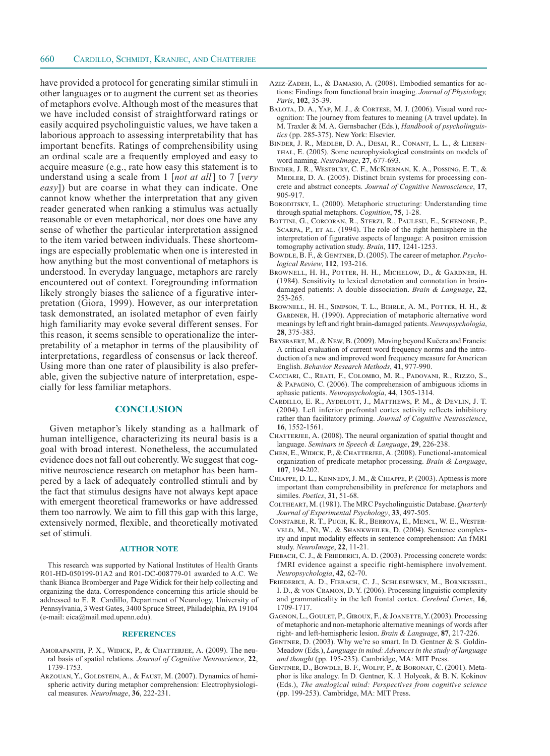have provided a protocol for generating similar stimuli in other languages or to augment the current set as theories of metaphors evolve. Although most of the measures that we have included consist of straightforward ratings or easily acquired psycholinguistic values, we have taken a laborious approach to assessing interpretability that has important benefits. Ratings of comprehensibility using an ordinal scale are a frequently employed and easy to acquire measure (e.g., rate how easy this statement is to understand using a scale from 1 [*not at all*] to 7 [*very easy*]) but are coarse in what they can indicate. One cannot know whether the interpretation that any given reader generated when ranking a stimulus was actually reasonable or even metaphorical, nor does one have any sense of whether the particular interpretation assigned to the item varied between individuals. These shortcomings are especially problematic when one is interested in how anything but the most conventional of metaphors is understood. In everyday language, metaphors are rarely encountered out of context. Foregrounding information likely strongly biases the salience of a figurative interpretation (Giora, 1999). However, as our interpretation task demonstrated, an isolated metaphor of even fairly high familiarity may evoke several different senses. For this reason, it seems sensible to operationalize the interpretability of a metaphor in terms of the plausibility of interpretations, regardless of consensus or lack thereof. Using more than one rater of plausibility is also preferable, given the subjective nature of interpretation, especially for less familiar metaphors.

## CONCLUSION

Given metaphor's likely standing as a hallmark of human intelligence, characterizing its neural basis is a goal with broad interest. Nonetheless, the accumulated evidence does not fall out coherently. We suggest that cognitive neuroscience research on metaphor has been hampered by a lack of adequately controlled stimuli and by the fact that stimulus designs have not always kept apace with emergent theoretical frameworks or have addressed them too narrowly. We aim to fill this gap with this large, extensively normed, flexible, and theoretically motivated set of stimuli.

### AUTHOR NOTE

This research was supported by National Institutes of Health Grants R01-HD-050199-01A2 and R01-DC-008779-01 awarded to A.C. We thank Bianca Bromberger and Page Widick for their help collecting and organizing the data. Correspondence concerning this article should be addressed to E. R. Cardillo, Department of Neurology, University of Pennsylvania, 3 West Gates, 3400 Spruce Street, Philadelphia, PA 19104 (e-mail: eica@mail.med.upenn.edu).

### REFERENCES

Amorapanth, P. X., Widick, P., & Chatterjee, A. (2009). The neural basis of spatial relations. *Journal of Cognitive Neuroscience*, **22**, 1739-1753.

Arzouan, Y., Goldstein, A., & Faust, M. (2007). Dynamics of hemispheric activity during metaphor comprehension: Electrophysiological measures. *NeuroImage*, **36**, 222-231.

Aziz-Zadeh, L., & Damasio, A. (2008). Embodied semantics for actions: Findings from functional brain imaging. *Journal of Physiology, Paris*, **102**, 35-39.

Balota, D. A., Yap, M. J., & Cortese, M. J. (2006). Visual word recognition: The journey from features to meaning (A travel update). In M. Traxler & M. A. Gernsbacher (Eds.), *Handbook of psycholinguistics* (pp. 285-375). New York: Elsevier.

Binder, J. R., Medler, D. A., Desai, R., Conant, L. L., & Liebenthal, E. (2005). Some neurophysiological constraints on models of word naming. *NeuroImage*, **27**, 677-693.

Binder, J. R., Westbury, C. F., McKiernan, K. A., Possing, E. T., & Medler, D. A. (2005). Distinct brain systems for processing concrete and abstract concepts. *Journal of Cognitive Neuroscience*, **17**, 905-917.

Boroditsky, L. (2000). Metaphoric structuring: Understanding time through spatial metaphors. *Cognition*, **75**, 1-28.

Bottini, G., Corcoran, R., Sterzi, R., Paulesu, E., Schenone, P., Scarpa, P., et al. (1994). The role of the right hemisphere in the interpretation of figurative aspects of language: A positron emission tomography activation study. *Brain*, **117**, 1241-1253.

Bowdle, B. F., & Gentner, D. (2005). The career of metaphor. *Psychological Review*, **112**, 193-216.

Brownell, H. H., Potter, H. H., Michelow, D., & Gardner, H. (1984). Sensitivity to lexical denotation and connotation in brain-damaged patients: A double dissociation. *Brain & Language*, **22**, 253-265.

Brownell, H. H., Simpson, T. L., Bihrle, A. M., Potter, H. H., & Gardner, H. (1990). Appreciation of metaphoric alternative word meanings by left and right brain-damaged patients. *Neuropsychologia*, **28**, 375-383.

Brysbaert, M., & New, B. (2009). Moving beyond Kučera and Francis: A critical evaluation of current word frequency norms and the introduction of a new and improved word frequency measure for American English. *Behavior Research Methods*, **41**, 977-990.

Cacciari, C., Reati, F., Colombo, M. R., Padovani, R., Rizzo, S., & Papagno, C. (2006). The comprehension of ambiguous idioms in aphasic patients. *Neuropsychologia*, **44**, 1305-1314.

Cardillo, E. R., Aydelott, J., Matthews, P. M., & Devlin, J. T. (2004). Left inferior prefrontal cortex activity reflects inhibitory rather than facilitatory priming. *Journal of Cognitive Neuroscience*, **16**, 1552-1561.

Chatterjee, A. (2008). The neural organization of spatial thought and language. *Seminars in Speech & Language*, **29**, 226-238.

Chen, E., Widick, P., & Chatterjee, A. (2008). Functional-anatomical organization of predicate metaphor processing. *Brain & Language*, **107**, 194-202.

Chiappe, D. L., Kennedy, J. M., & Chiappe, P. (2003). Aptness is more important than comprehensibility in preference for metaphors and similes. *Poetics*, **31**, 51-68.

Coltheart, M. (1981). The MRC Psycholinguistic Database. *Quarterly Journal of Experimental Psychology*, **33**, 497-505.

Constable, R. T., Pugh, K. R., Berroya, E., Mencl, W. E., Westerveld, M., Ni, W., & Shankweiler, D. (2004). Sentence complexity and input modality effects in sentence comprehension: An fMRI study. *NeuroImage*, **22**, 11-21.

Fiebach, C. J., & Friederici, A. D. (2003). Processing concrete words: fMRI evidence against a specific right-hemisphere involvement. *Neuropsychologia*, **42**, 62-70.

Friederici, A. D., Fiebach, C. J., Schlesewsky, M., Bornkessel, I. D., & von Cramon, D. Y. (2006). Processing linguistic complexity and grammaticality in the left frontal cortex. *Cerebral Cortex*, **16**, 1709-1717.

Gagnon, L., Goulet, P., Giroux, F., & Joanette, Y. (2003). Processing of metaphoric and non-metaphoric alternative meanings of words after right- and left-hemispheric lesion. *Brain & Language*, **87**, 217-226.

Gentner, D. (2003). Why we're so smart. In D. Gentner & S. Goldin-Meadow (Eds.), *Language in mind: Advances in the study of language and thought* (pp. 195-235). Cambridge, MA: MIT Press.

Gentner, D., Bowdle, B. F., Wolff, P., & Boronat, C. (2001). Metaphor is like analogy. In D. Gentner, K. J. Holyoak, & B. N. Kokinov (Eds.), *The analogical mind: Perspectives from cognitive science* (pp. 199-253). Cambridge, MA: MIT Press.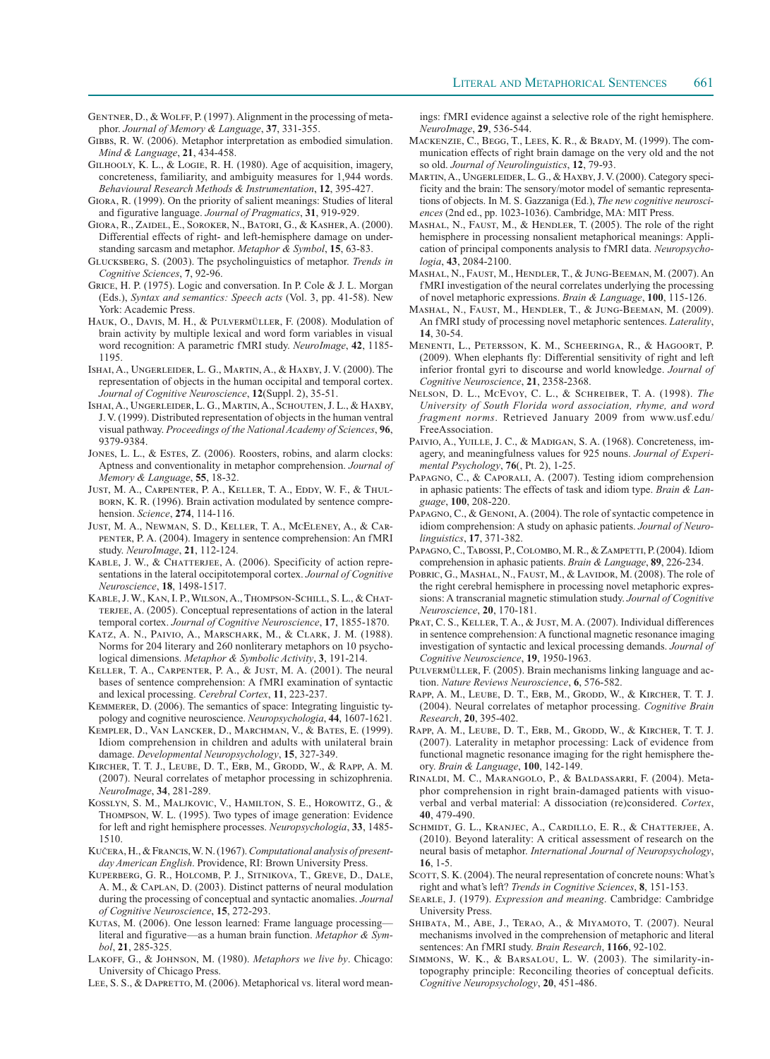Gentner, D., & Wolff, P. (1997). Alignment in the processing of metaphor. *Journal of Memory & Language*, **37**, 331-355.

Gibbs, R. W. (2006). Metaphor interpretation as embodied simulation. *Mind & Language*, **21**, 434-458.

Gilhooly, K. L., & Logie, R. H. (1980). Age of acquisition, imagery, concreteness, familiarity, and ambiguity measures for 1,944 words. *Behavioural Research Methods & Instrumentation*, **12**, 395-427.

Giora, R. (1999). On the priority of salient meanings: Studies of literal and figurative language. *Journal of Pragmatics*, **31**, 919-929.

Giora, R., Zaidel, E., Soroker, N., Batori, G., & Kasher, A. (2000). Differential effects of right- and left-hemisphere damage on understanding sarcasm and metaphor. *Metaphor & Symbol*, **15**, 63-83.

Glucksberg, S. (2003). The psycholinguistics of metaphor. *Trends in Cognitive Sciences*, **7**, 92-96.

Grice, H. P. (1975). Logic and conversation. In P. Cole & J. L. Morgan (Eds.), *Syntax and semantics: Speech acts* (Vol. 3, pp. 41-58). New York: Academic Press.

Hauk, O., Davis, M. H., & Pulvermüller, F. (2008). Modulation of brain activity by multiple lexical and word form variables in visual word recognition: A parametric fMRI study. *NeuroImage*, **42**, 1185-1195.

Ishai, A., Ungerleider, L. G., Martin, A., & Haxby, J. V. (2000). The representation of objects in the human occipital and temporal cortex. *Journal of Cognitive Neuroscience*, **12**(Suppl. 2), 35-51.

Ishai, A., Ungerleider, L. G., Martin, A., Schouten, J. L., & Haxby, J. V. (1999). Distributed representation of objects in the human ventral visual pathway. *Proceedings of the National Academy of Sciences*, **96**, 9379-9384.

Jones, L. L., & Estes, Z. (2006). Roosters, robins, and alarm clocks: Aptness and conventionality in metaphor comprehension. *Journal of Memory & Language*, **55**, 18-32.

Just, M. A., Carpenter, P. A., Keller, T. A., Eddy, W. F., & Thulborn, K. R. (1996). Brain activation modulated by sentence comprehension. *Science*, **274**, 114-116.

Just, M. A., Newman, S. D., Keller, T. A., McEleney, A., & Carpenter, P. A. (2004). Imagery in sentence comprehension: An fMRI study. *NeuroImage*, **21**, 112-124.

Kable, J. W., & Chatterjee, A. (2006). Specificity of action representations in the lateral occipitotemporal cortex. *Journal of Cognitive Neuroscience*, **18**, 1498-1517.

Kable, J. W., Kan, I. P., Wilson, A., Thompson-Schill, S. L., & Chatterjee, A. (2005). Conceptual representations of action in the lateral temporal cortex. *Journal of Cognitive Neuroscience*, **17**, 1855-1870.

Katz, A. N., Paivio, A., Marschark, M., & Clark, J. M. (1988). Norms for 204 literary and 260 nonliterary metaphors on 10 psychological dimensions. *Metaphor & Symbolic Activity*, **3**, 191-214.

Keller, T. A., Carpenter, P. A., & Just, M. A. (2001). The neural bases of sentence comprehension: A fMRI examination of syntactic and lexical processing. *Cerebral Cortex*, **11**, 223-237.

Kemmerer, D. (2006). The semantics of space: Integrating linguistic typology and cognitive neuroscience. *Neuropsychologia*, **44**, 1607-1621.

Kempler, D., Van Lancker, D., Marchman, V., & Bates, E. (1999). Idiom comprehension in children and adults with unilateral brain damage. *Developmental Neuropsychology*, **15**, 327-349.

Kircher, T. T. J., Leube, D. T., Erb, M., Grodd, W., & Rapp, A. M. (2007). Neural correlates of metaphor processing in schizophrenia. *NeuroImage*, **34**, 281-289.

Kosslyn, S. M., Maljkovic, V., Hamilton, S. E., Horowitz, G., & Thompson, W. L. (1995). Two types of image generation: Evidence for left and right hemisphere processes. *Neuropsychologia*, **33**, 1485-1510.

Kučera, H., & Francis, W. N. (1967). *Computational analysis of present-day American English*. Providence, RI: Brown University Press.

Kuperberg, G. R., Holcomb, P. J., Sitnikova, T., Greve, D., Dale, A. M., & Caplan, D. (2003). Distinct patterns of neural modulation during the processing of conceptual and syntactic anomalies. *Journal of Cognitive Neuroscience*, **15**, 272-293.

Kutas, M. (2006). One lesson learned: Frame language processing—literal and figurative—as a human brain function. *Metaphor & Symbol*, **21**, 285-325.

Lakoff, G., & Johnson, M. (1980). *Metaphors we live by*. Chicago: University of Chicago Press.

Lee, S. S., & Dapretto, M. (2006). Metaphorical vs. literal word meanings: fMRI evidence against a selective role of the right hemisphere. *NeuroImage*, **29**, 536-544.

MacKenzie, C., Begg, T., Lees, K. R., & Brady, M. (1999). The communication effects of right brain damage on the very old and the not so old. *Journal of Neurolinguistics*, **12**, 79-93.

Martin, A., Ungerleider, L. G., & Haxby, J. V. (2000). Category specificity and the brain: The sensory/motor model of semantic representations of objects. In M. S. Gazzaniga (Ed.), *The new cognitive neurosciences* (2nd ed., pp. 1023-1036). Cambridge, MA: MIT Press.

Mashal, N., Faust, M., & Hendler, T. (2005). The role of the right hemisphere in processing nonsalient metaphorical meanings: Application of principal components analysis to fMRI data. *Neuropsychologia*, **43**, 2084-2100.

Mashal, N., Faust, M., Hendler, T., & Jung-Beeman, M. (2007). An fMRI investigation of the neural correlates underlying the processing of novel metaphoric expressions. *Brain & Language*, **100**, 115-126.

Mashal, N., Faust, M., Hendler, T., & Jung-Beeman, M. (2009). An fMRI study of processing novel metaphoric sentences. *Laterality*, **14**, 30-54.

Menenti, L., Petersson, K. M., Scheeringa, R., & Hagoort, P. (2009). When elephants fly: Differential sensitivity of right and left inferior frontal gyri to discourse and world knowledge. *Journal of Cognitive Neuroscience*, **21**, 2358-2368.

Nelson, D. L., McEvoy, C. L., & Schreiber, T. A. (1998). *The University of South Florida word association, rhyme, and word fragment norms*. Retrieved January 2009 from www.usf.edu/FreeAssociation.

Paivio, A., Yuille, J. C., & Madigan, S. A. (1968). Concreteness, imagery, and meaningfulness values for 925 nouns. *Journal of Experimental Psychology*, **76**(, Pt. 2), 1-25.

Papagno, C., & Caporali, A. (2007). Testing idiom comprehension in aphasic patients: The effects of task and idiom type. *Brain & Language*, **100**, 208-220.

Papagno, C., & Genoni, A. (2004). The role of syntactic competence in idiom comprehension: A study on aphasic patients. *Journal of Neurolinguistics*, **17**, 371-382.

Papagno, C., Tabossi, P., Colombo, M. R., & Zampetti, P. (2004). Idiom comprehension in aphasic patients. *Brain & Language*, **89**, 226-234.

Pobric, G., Mashal, N., Faust, M., & Lavidor, M. (2008). The role of the right cerebral hemisphere in processing novel metaphoric expressions: A transcranial magnetic stimulation study. *Journal of Cognitive Neuroscience*, **20**, 170-181.

Prat, C. S., Keller, T. A., & Just, M. A. (2007). Individual differences in sentence comprehension: A functional magnetic resonance imaging investigation of syntactic and lexical processing demands. *Journal of Cognitive Neuroscience*, **19**, 1950-1963.

Pulvermüller, F. (2005). Brain mechanisms linking language and action. *Nature Reviews Neuroscience*, **6**, 576-582.

Rapp, A. M., Leube, D. T., Erb, M., Grodd, W., & Kircher, T. T. J. (2004). Neural correlates of metaphor processing. *Cognitive Brain Research*, **20**, 395-402.

Rapp, A. M., Leube, D. T., Erb, M., Grodd, W., & Kircher, T. T. J. (2007). Laterality in metaphor processing: Lack of evidence from functional magnetic resonance imaging for the right hemisphere theory. *Brain & Language*, **100**, 142-149.

Rinaldi, M. C., Marangolo, P., & Baldassarri, F. (2004). Metaphor comprehension in right brain-damaged patients with visuo-verbal and verbal material: A dissociation (re)considered. *Cortex*, **40**, 479-490.

Schmidt, G. L., Kranjec, A., Cardillo, E. R., & Chatterjee, A. (2010). Beyond laterality: A critical assessment of research on the neural basis of metaphor. *International Journal of Neuropsychology*, **16**, 1-5.

Scott, S. K. (2004). The neural representation of concrete nouns: What's right and what's left? *Trends in Cognitive Sciences*, **8**, 151-153.

Searle, J. (1979). *Expression and meaning*. Cambridge: Cambridge University Press.

Shibata, M., Abe, J., Terao, A., & Miyamoto, T. (2007). Neural mechanisms involved in the comprehension of metaphoric and literal sentences: An fMRI study. *Brain Research*, **1166**, 92-102.

Simmons, W. K., & Barsalou, L. W. (2003). The similarity-in-topography principle: Reconciling theories of conceptual deficits. *Cognitive Neuropsychology*, **20**, 451-486.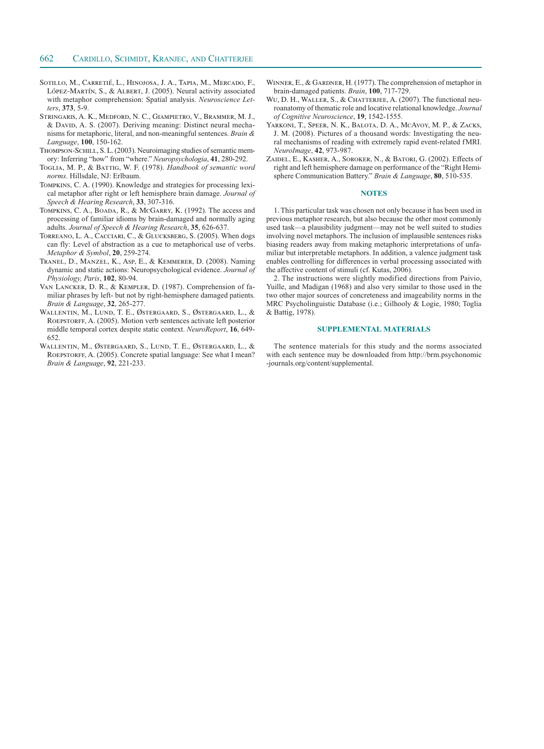Sotillo, M., Carretié, L., Hinojosa, J. A., Tapia, M., Mercado, F., López-Martín, S., & Albert, J. (2005). Neural activity associated with metaphor comprehension: Spatial analysis. *Neuroscience Letters*, **373**, 5-9.

Stringaris, A. K., Medford, N. C., Giampietro, V., Brammer, M. J., & David, A. S. (2007). Deriving meaning: Distinct neural mechanisms for metaphoric, literal, and non-meaningful sentences. *Brain & Language*, **100**, 150-162.

Thompson-Schill, S. L. (2003). Neuroimaging studies of semantic memory: Inferring "how" from "where." *Neuropsychologia*, **41**, 280-292.

Toglia, M. P., & Battig, W. F. (1978). *Handbook of semantic word norms*. Hillsdale, NJ: Erlbaum.

Tompkins, C. A. (1990). Knowledge and strategies for processing lexical metaphor after right or left hemisphere brain damage. *Journal of Speech & Hearing Research*, **33**, 307-316.

Tompkins, C. A., Boada, R., & McGarry, K. (1992). The access and processing of familiar idioms by brain-damaged and normally aging adults. *Journal of Speech & Hearing Research*, **35**, 626-637.

Torreano, L. A., Cacciari, C., & Glucksberg, S. (2005). When dogs can fly: Level of abstraction as a cue to metaphorical use of verbs. *Metaphor & Symbol*, **20**, 259-274.

Tranel, D., Manzel, K., Asp, E., & Kemmerer, D. (2008). Naming dynamic and static actions: Neuropsychological evidence. *Journal of Physiology, Paris*, **102**, 80-94.

Van Lancker, D. R., & Kempler, D. (1987). Comprehension of familiar phrases by left- but not by right-hemisphere damaged patients. *Brain & Language*, **32**, 265-277.

Wallentin, M., Lund, T. E., Østergaard, S., Østergaard, L., & Roepstorff, A. (2005). Motion verb sentences activate left posterior middle temporal cortex despite static context. *NeuroReport*, **16**, 649-652.

Wallentin, M., Østergaard, S., Lund, T. E., Østergaard, L., & Roepstorff, A. (2005). Concrete spatial language: See what I mean? *Brain & Language*, **92**, 221-233.

Winner, E., & Gardner, H. (1977). The comprehension of metaphor in brain-damaged patients. *Brain*, **100**, 717-729.

Wu, D. H., Waller, S., & Chatterjee, A. (2007). The functional neuroanatomy of thematic role and locative relational knowledge. *Journal of Cognitive Neuroscience*, **19**, 1542-1555.

Yarkoni, T., Speer, N. K., Balota, D. A., McAvoy, M. P., & Zacks, J. M. (2008). Pictures of a thousand words: Investigating the neural mechanisms of reading with extremely rapid event-related fMRI. *NeuroImage*, **42**, 973-987.

Zaidel, E., Kasher, A., Soroker, N., & Batori, G. (2002). Effects of right and left hemisphere damage on performance of the "Right Hemisphere Communication Battery." *Brain & Language*, **80**, 510-535.

## NOTES

1. This particular task was chosen not only because it has been used in previous metaphor research, but also because the other most commonly used task—a plausibility judgment—may not be well suited to studies involving novel metaphors. The inclusion of implausible sentences risks biasing readers away from making metaphoric interpretations of unfamiliar but interpretable metaphors. In addition, a valence judgment task enables controlling for differences in verbal processing associated with the affective content of stimuli (cf. Kutas, 2006).

2. The instructions were slightly modified directions from Paivio, Yuille, and Madigan (1968) and also very similar to those used in the two other major sources of concreteness and imageability norms in the MRC Psycholinguistic Database (i.e.; Gilhooly & Logie, 1980; Toglia & Battig, 1978).

## SUPPLEMENTAL MATERIALS

The sentence materials for this study and the norms associated with each sentence may be downloaded from http://brm.psychonomic-journals.org/content/supplemental.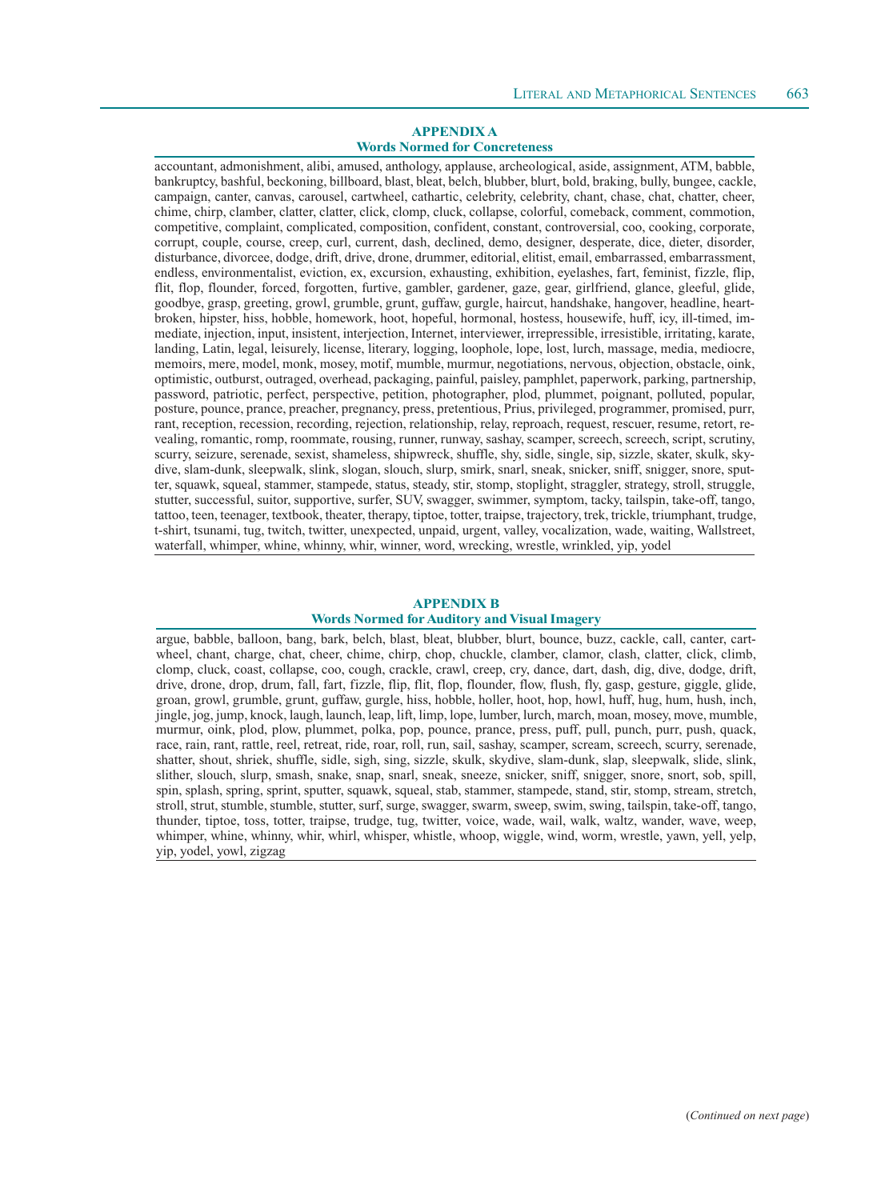## APPENDIX A
### Words Normed for Concreteness

accountant, admonishment, alibi, amused, anthology, applause, archeological, aside, assignment, ATM, babble, bankruptcy, bashful, beckoning, billboard, blast, bleat, belch, blubber, blurt, bold, braking, bully, bungee, cackle, campaign, canter, canvas, carousel, cartwheel, cathartic, celebrity, celebrity, chant, chase, chat, chatter, cheer, chime, chirp, clamber, clatter, clatter, click, clomp, cluck, collapse, colorful, comeback, comment, commotion, competitive, complaint, complicated, composition, confident, constant, controversial, coo, cooking, corporate, corrupt, couple, course, creep, curl, current, dash, declined, demo, designer, desperate, dice, dieter, disorder, disturbance, divorcee, dodge, drift, drive, drone, drummer, editorial, elitist, email, embarrassed, embarrassment, endless, environmentalist, eviction, ex, excursion, exhausting, exhibition, eyelashes, fart, feminist, fizzle, flip, flit, flop, flounder, forced, forgotten, furtive, gambler, gardener, gaze, gear, girlfriend, glance, gleeful, glide, goodbye, grasp, greeting, growl, grumble, grunt, guffaw, gurgle, haircut, handshake, hangover, headline, heartbroken, hipster, hiss, hobble, homework, hoot, hopeful, hormonal, hostess, housewife, huff, icy, ill-timed, immediate, injection, input, insistent, interjection, Internet, interviewer, irrepressible, irresistible, irritating, karate, landing, Latin, legal, leisurely, license, literary, logging, loophole, lope, lost, lurch, massage, media, mediocre, memoirs, mere, model, monk, mosey, motif, mumble, murmur, negotiations, nervous, objection, obstacle, oink, optimistic, outburst, outraged, overhead, packaging, painful, paisley, pamphlet, paperwork, parking, partnership, password, patriotic, perfect, perspective, petition, photographer, plod, plummet, poignant, polluted, popular, posture, pounce, prance, preacher, pregnancy, press, pretentious, Prius, privileged, programmer, promised, purr, rant, reception, recession, recording, rejection, relationship, relay, reproach, request, rescuer, resume, retort, revealing, romantic, romp, roommate, rousing, runner, runway, sashay, scamper, screech, screech, script, scrutiny, scurry, seizure, serenade, sexist, shameless, shipwreck, shuffle, shy, sidle, single, sip, sizzle, skater, skulk, skydive, slam-dunk, sleepwalk, slink, slogan, slouch, slurp, smirk, snarl, sneak, snicker, sniff, snigger, snore, sputter, squawk, squeal, stammer, stampede, status, steady, stir, stomp, stoplight, straggler, strategy, stroll, struggle, stutter, successful, suitor, supportive, surfer, SUV, swagger, swimmer, symptom, tacky, tailspin, take-off, tango, tattoo, teen, teenager, textbook, theater, therapy, tiptoe, totter, traipse, trajectory, trek, trickle, triumphant, trudge, t-shirt, tsunami, tug, twitch, twitter, unexpected, unpaid, urgent, valley, vocalization, wade, waiting, Wallstreet, waterfall, whimper, whine, whinny, whir, winner, word, wrecking, wrestle, wrinkled, yip, yodel

## APPENDIX B
### Words Normed for Auditory and Visual Imagery

argue, babble, balloon, bang, bark, belch, blast, bleat, blubber, blurt, bounce, buzz, cackle, call, canter, cartwheel, chant, charge, chat, cheer, chime, chirp, chop, chuckle, clamber, clamor, clash, clatter, click, climb, clomp, cluck, coast, collapse, coo, cough, crackle, crawl, creep, cry, dance, dart, dash, dig, dive, dodge, drift, drive, drone, drop, drum, fall, fart, fizzle, flip, flit, flop, flounder, flow, flush, fly, gasp, gesture, giggle, glide, groan, growl, grumble, grunt, guffaw, gurgle, hiss, hobble, holler, hoot, hop, howl, huff, hug, hum, hush, inch, jingle, jog, jump, knock, laugh, launch, leap, lift, limp, lope, lumber, lurch, march, moan, mosey, move, mumble, murmur, oink, plod, plow, plummet, polka, pop, pounce, prance, press, puff, pull, punch, purr, push, quack, race, rain, rant, rattle, reel, retreat, ride, roar, roll, run, sail, sashay, scamper, scream, screech, scurry, serenade, shatter, shout, shriek, shuffle, sidle, sigh, sing, sizzle, skulk, skydive, slam-dunk, slap, sleepwalk, slide, slink, slither, slouch, slurp, smash, snake, snap, snarl, sneak, sneeze, snicker, sniff, snigger, snore, snort, sob, spill, spin, splash, spring, sprint, sputter, squawk, squeal, stab, stammer, stampede, stand, stir, stomp, stream, stretch, stroll, strut, stumble, stumble, stutter, surf, surge, swagger, swarm, sweep, swim, swing, tailspin, take-off, tango, thunder, tiptoe, toss, totter, traipse, trudge, tug, twitter, voice, wade, wail, walk, waltz, wander, wave, weep, whimper, whine, whinny, whir, whirl, whisper, whistle, whoop, wiggle, wind, worm, wrestle, yawn, yell, yelp, yip, yodel, yowl, zigzag

(*Continued on next page*)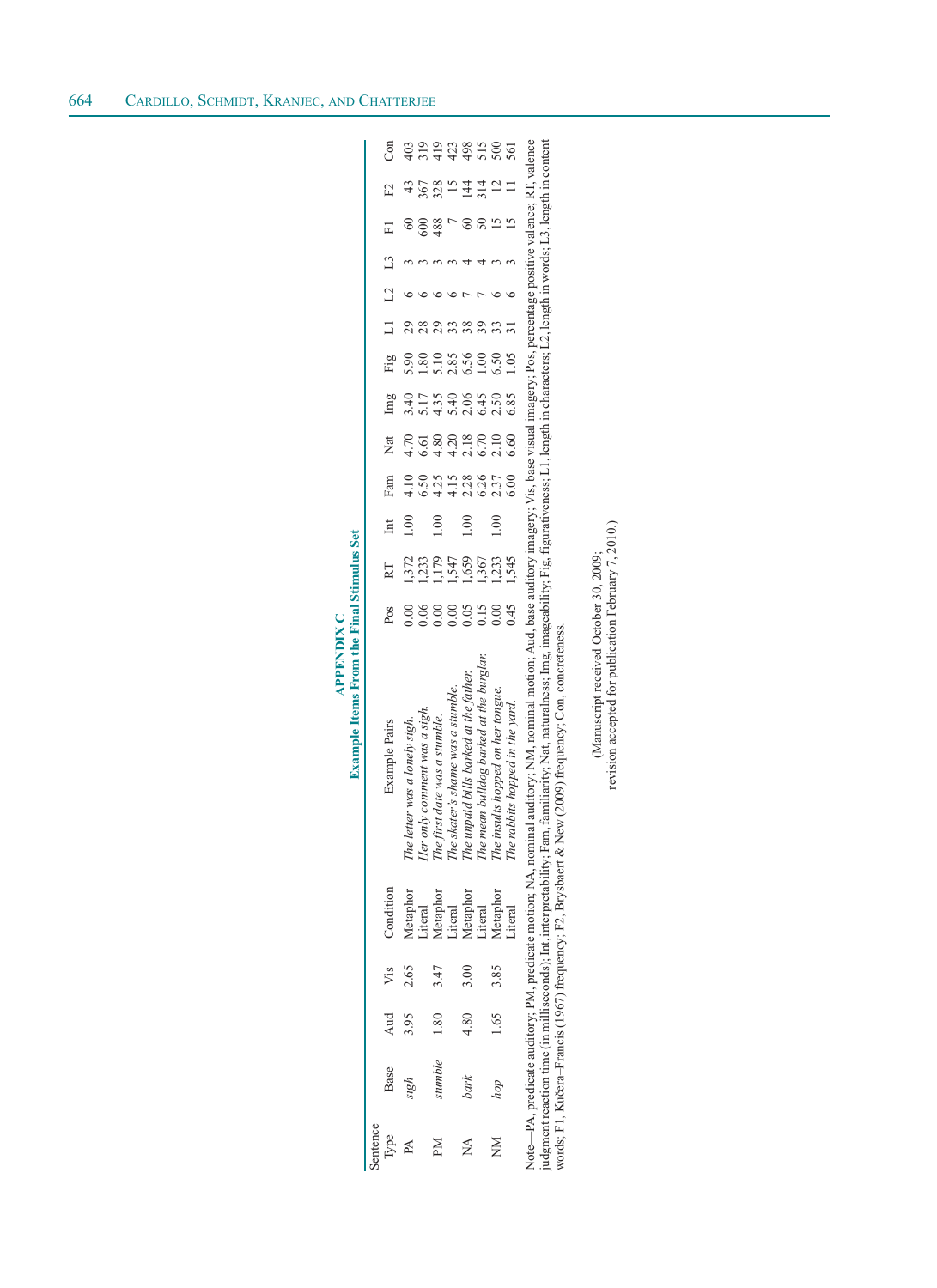## APPENDIX C
### Example Items From the Final Stimulus Set

| Sentence Type | Base | Aud | Vis | Condition | Example Pairs | Pos | RT | Int | Fam | Nat | Img | Fig | L1 | L2 | L3 | F1 | F2 | Con |
|---|---|---|---|---|---|---|---|---|---|---|---|---|---|---|---|---|---|---|
| PA | *sigh* | 3.95 | 2.65 | Metaphor | *The letter was a lonely sigh.* | 0.00 | 1,372 | 1.00 | 4.10 | 4.70 | 3.40 | 5.90 | 29 | 6 | 3 | 60 | 43 | 403 |
| | | | | Literal | *Her only comment was a sigh.* | 0.06 | 1,233 | | 6.50 | 6.61 | 5.17 | 1.80 | 28 | 6 | 3 | 600 | 367 | 319 |
| PM | *stumble* | 1.80 | 3.47 | Metaphor | *The first date was a stumble.* | 0.00 | 1,179 | 1.00 | 4.25 | 4.80 | 4.35 | 5.10 | 29 | 6 | 3 | 488 | 328 | 419 |
| | | | | Literal | *The skater's shame was a stumble.* | 0.00 | 1,547 | | 4.15 | 4.20 | 5.40 | 2.85 | 33 | 6 | 3 | 7 | 15 | 423 |
| NA | *bark* | 4.80 | 3.00 | Metaphor | *The unpaid bills barked at the father.* | 0.05 | 1,659 | 1.00 | 2.28 | 2.18 | 2.06 | 6.56 | 38 | 7 | 4 | 60 | 144 | 498 |
| | | | | Literal | *The mean bulldog barked at the burglar.* | 0.15 | 1,367 | | 6.26 | 6.70 | 6.45 | 1.00 | 39 | 7 | 4 | 50 | 314 | 515 |
| NM | *hop* | 1.65 | 3.85 | Metaphor | *The insults hopped on her tongue.* | 0.00 | 1,233 | 1.00 | 2.37 | 2.10 | 2.50 | 6.50 | 33 | 6 | 3 | 15 | 12 | 500 |
| | | | | Literal | *The rabbits hopped in the yard.* | 0.45 | 1,545 | | 6.00 | 6.60 | 6.85 | 1.05 | 31 | 6 | 3 | 15 | 11 | 561 |

Note—PA, predicate auditory; PM, predicate motion; NA, nominal auditory; NM, nominal motion; Aud, base auditory imagery; Vis, base visual imagery; Pos, percentage positive valence; RT, valence judgment reaction time (in milliseconds); Int, interpretability; Fam, familiarity; Nat, naturalness; Img, imageability; Fig, figurativeness; L1, length in characters; L2, length in words; L3, length in content words; F1, Kučera–Francis (1967) frequency; F2, Brysbaert & New (2009) frequency; Con, concreteness.

(Manuscript received October 30, 2009;
revision accepted for publication February 7, 2010.)